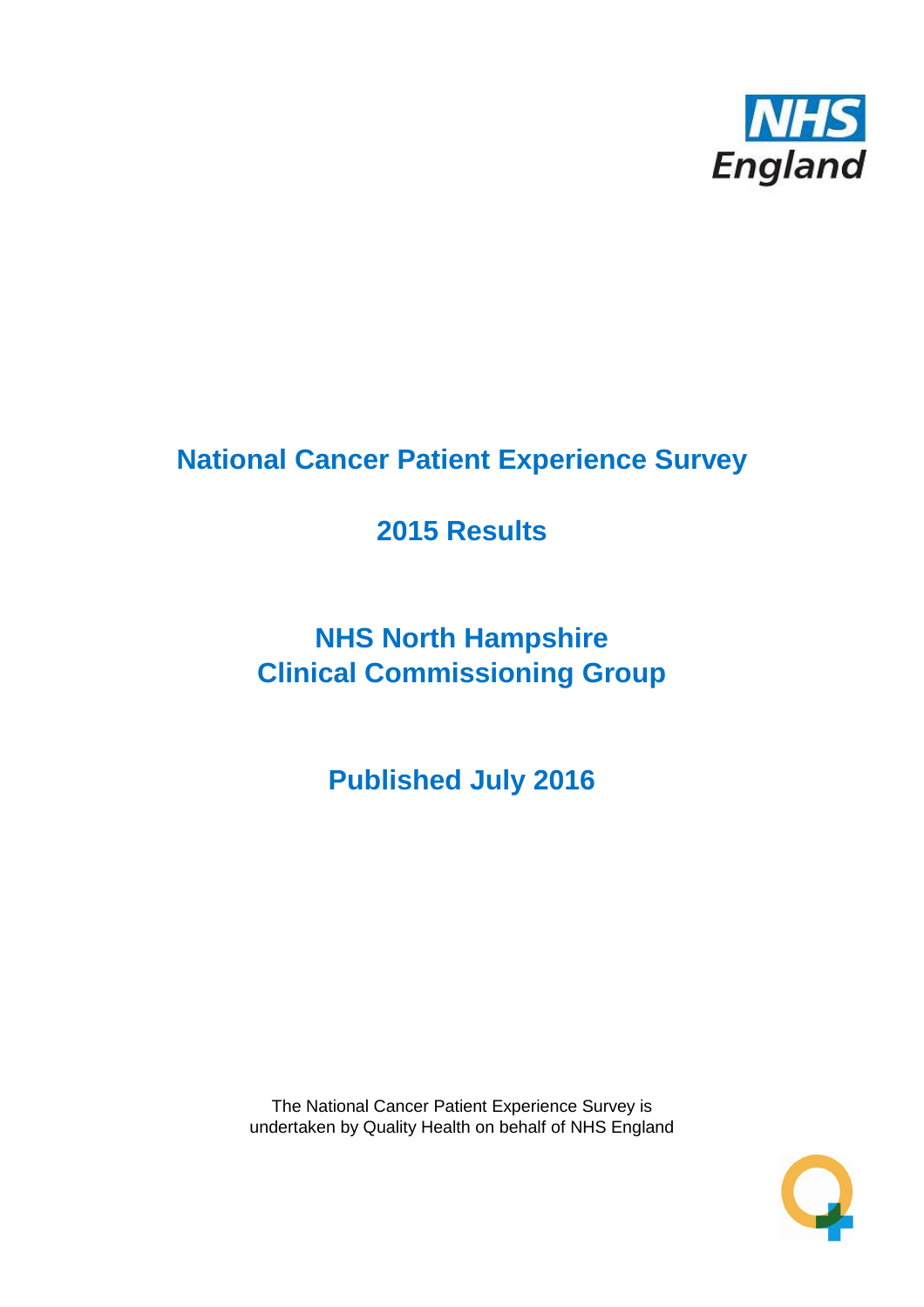# National Cancer Patient Experience Survey

## 2015 Results

## NHS North Hampshire Clinical Commissioning Group

## Published July 2016

The National Cancer Patient Experience Survey is undertaken by Quality Health on behalf of NHS England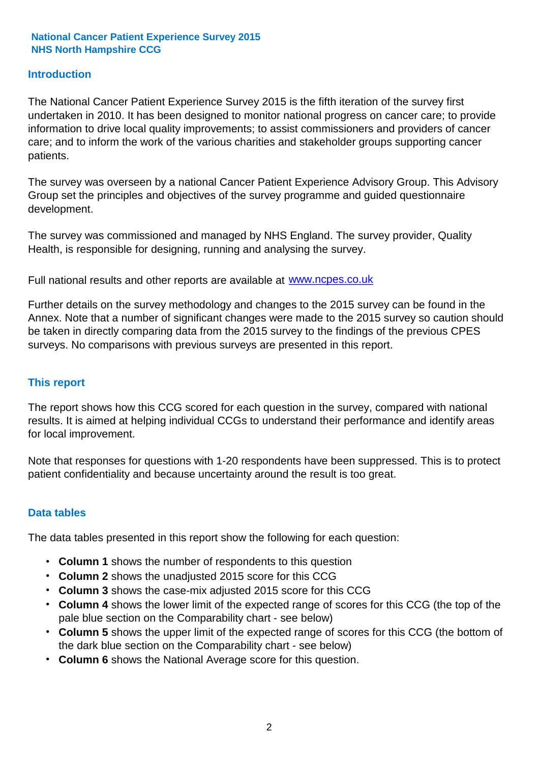**National Cancer Patient Experience Survey 2015**
**NHS North Hampshire CCG**

## Introduction

The National Cancer Patient Experience Survey 2015 is the fifth iteration of the survey first undertaken in 2010. It has been designed to monitor national progress on cancer care; to provide information to drive local quality improvements; to assist commissioners and providers of cancer care; and to inform the work of the various charities and stakeholder groups supporting cancer patients.

The survey was overseen by a national Cancer Patient Experience Advisory Group. This Advisory Group set the principles and objectives of the survey programme and guided questionnaire development.

The survey was commissioned and managed by NHS England. The survey provider, Quality Health, is responsible for designing, running and analysing the survey.

Full national results and other reports are available at www.ncpes.co.uk

Further details on the survey methodology and changes to the 2015 survey can be found in the Annex. Note that a number of significant changes were made to the 2015 survey so caution should be taken in directly comparing data from the 2015 survey to the findings of the previous CPES surveys. No comparisons with previous surveys are presented in this report.

## This report

The report shows how this CCG scored for each question in the survey, compared with national results. It is aimed at helping individual CCGs to understand their performance and identify areas for local improvement.

Note that responses for questions with 1-20 respondents have been suppressed. This is to protect patient confidentiality and because uncertainty around the result is too great.

## Data tables

The data tables presented in this report show the following for each question:

- **Column 1** shows the number of respondents to this question
- **Column 2** shows the unadjusted 2015 score for this CCG
- **Column 3** shows the case-mix adjusted 2015 score for this CCG
- **Column 4** shows the lower limit of the expected range of scores for this CCG (the top of the pale blue section on the Comparability chart - see below)
- **Column 5** shows the upper limit of the expected range of scores for this CCG (the bottom of the dark blue section on the Comparability chart - see below)
- **Column 6** shows the National Average score for this question.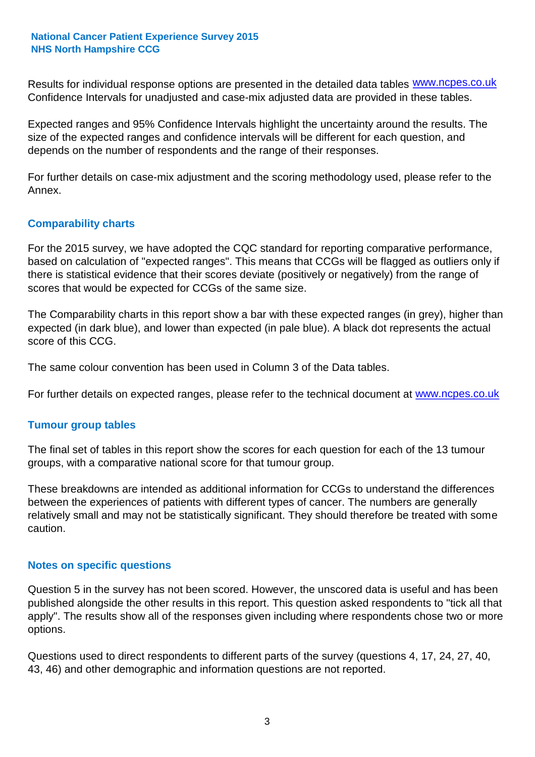Results for individual response options are presented in the detailed data tables www.ncpes.co.uk Confidence Intervals for unadjusted and case-mix adjusted data are provided in these tables.

Expected ranges and 95% Confidence Intervals highlight the uncertainty around the results. The size of the expected ranges and confidence intervals will be different for each question, and depends on the number of respondents and the range of their responses.

For further details on case-mix adjustment and the scoring methodology used, please refer to the Annex.

## Comparability charts

For the 2015 survey, we have adopted the CQC standard for reporting comparative performance, based on calculation of "expected ranges". This means that CCGs will be flagged as outliers only if there is statistical evidence that their scores deviate (positively or negatively) from the range of scores that would be expected for CCGs of the same size.

The Comparability charts in this report show a bar with these expected ranges (in grey), higher than expected (in dark blue), and lower than expected (in pale blue). A black dot represents the actual score of this CCG.

The same colour convention has been used in Column 3 of the Data tables.

For further details on expected ranges, please refer to the technical document at www.ncpes.co.uk

## Tumour group tables

The final set of tables in this report show the scores for each question for each of the 13 tumour groups, with a comparative national score for that tumour group.

These breakdowns are intended as additional information for CCGs to understand the differences between the experiences of patients with different types of cancer. The numbers are generally relatively small and may not be statistically significant. They should therefore be treated with some caution.

## Notes on specific questions

Question 5 in the survey has not been scored. However, the unscored data is useful and has been published alongside the other results in this report. This question asked respondents to "tick all that apply". The results show all of the responses given including where respondents chose two or more options.

Questions used to direct respondents to different parts of the survey (questions 4, 17, 24, 27, 40, 43, 46) and other demographic and information questions are not reported.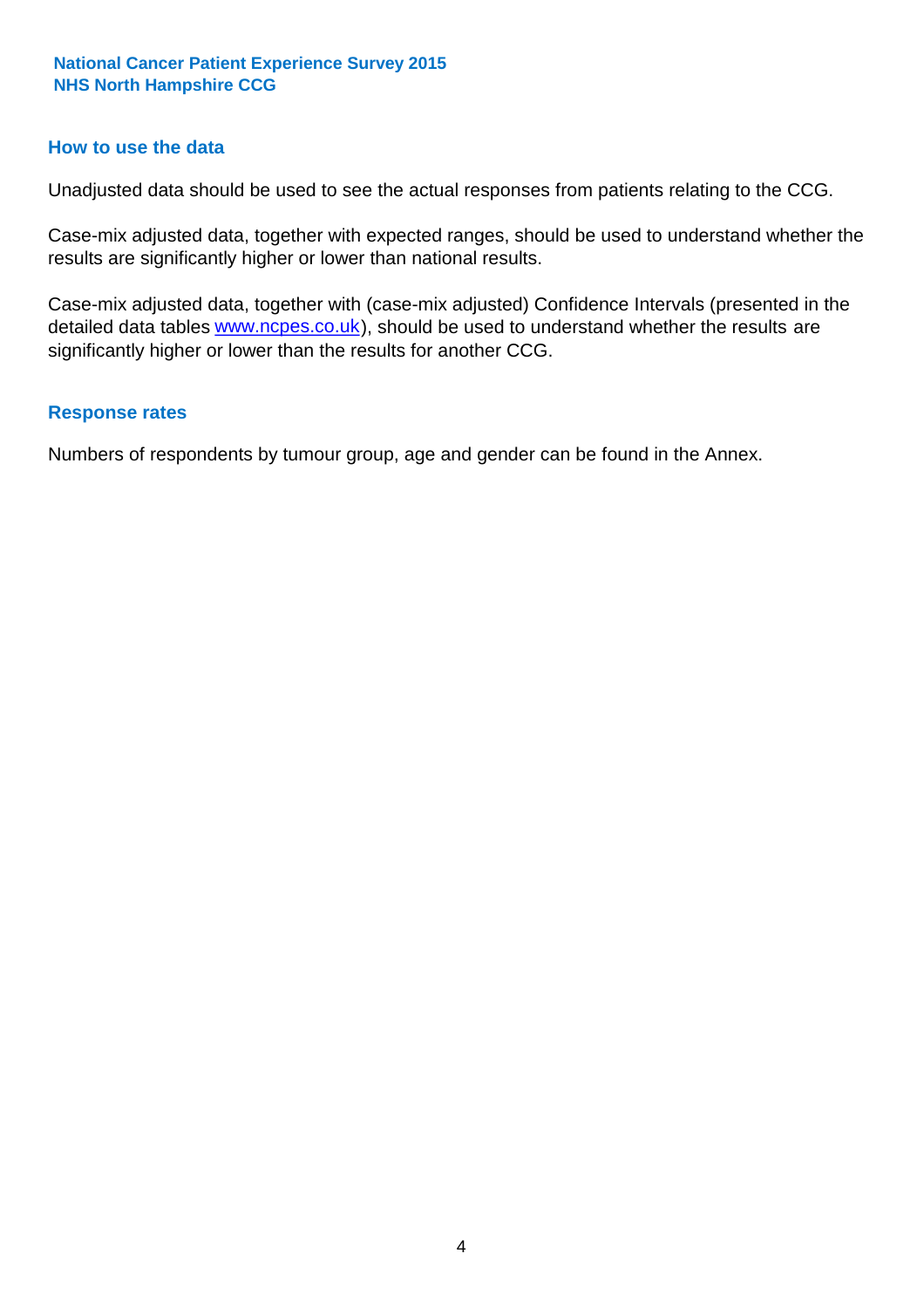## How to use the data

Unadjusted data should be used to see the actual responses from patients relating to the CCG.

Case-mix adjusted data, together with expected ranges, should be used to understand whether the results are significantly higher or lower than national results.

Case-mix adjusted data, together with (case-mix adjusted) Confidence Intervals (presented in the detailed data tables www.ncpes.co.uk), should be used to understand whether the results are significantly higher or lower than the results for another CCG.

## Response rates

Numbers of respondents by tumour group, age and gender can be found in the Annex.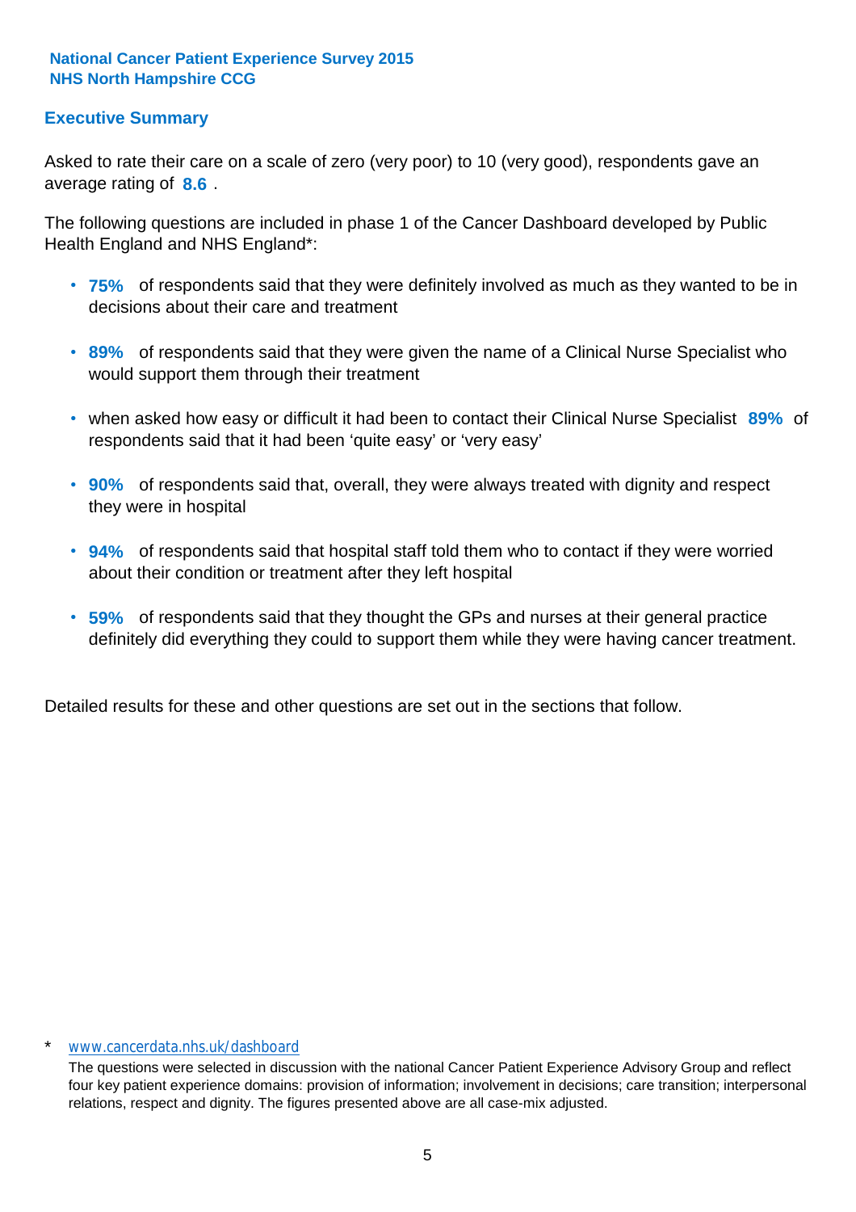**National Cancer Patient Experience Survey 2015**
**NHS North Hampshire CCG**

## Executive Summary

Asked to rate their care on a scale of zero (very poor) to 10 (very good), respondents gave an average rating of **8.6** .

The following questions are included in phase 1 of the Cancer Dashboard developed by Public Health England and NHS England*:

- **75%** of respondents said that they were definitely involved as much as they wanted to be in decisions about their care and treatment
- **89%** of respondents said that they were given the name of a Clinical Nurse Specialist who would support them through their treatment
- when asked how easy or difficult it had been to contact their Clinical Nurse Specialist **89%** of respondents said that it had been 'quite easy' or 'very easy'
- **90%** of respondents said that, overall, they were always treated with dignity and respect they were in hospital
- **94%** of respondents said that hospital staff told them who to contact if they were worried about their condition or treatment after they left hospital
- **59%** of respondents said that they thought the GPs and nurses at their general practice definitely did everything they could to support them while they were having cancer treatment.

Detailed results for these and other questions are set out in the sections that follow.

\* www.cancerdata.nhs.uk/dashboard

The questions were selected in discussion with the national Cancer Patient Experience Advisory Group and reflect four key patient experience domains: provision of information; involvement in decisions; care transition; interpersonal relations, respect and dignity. The figures presented above are all case-mix adjusted.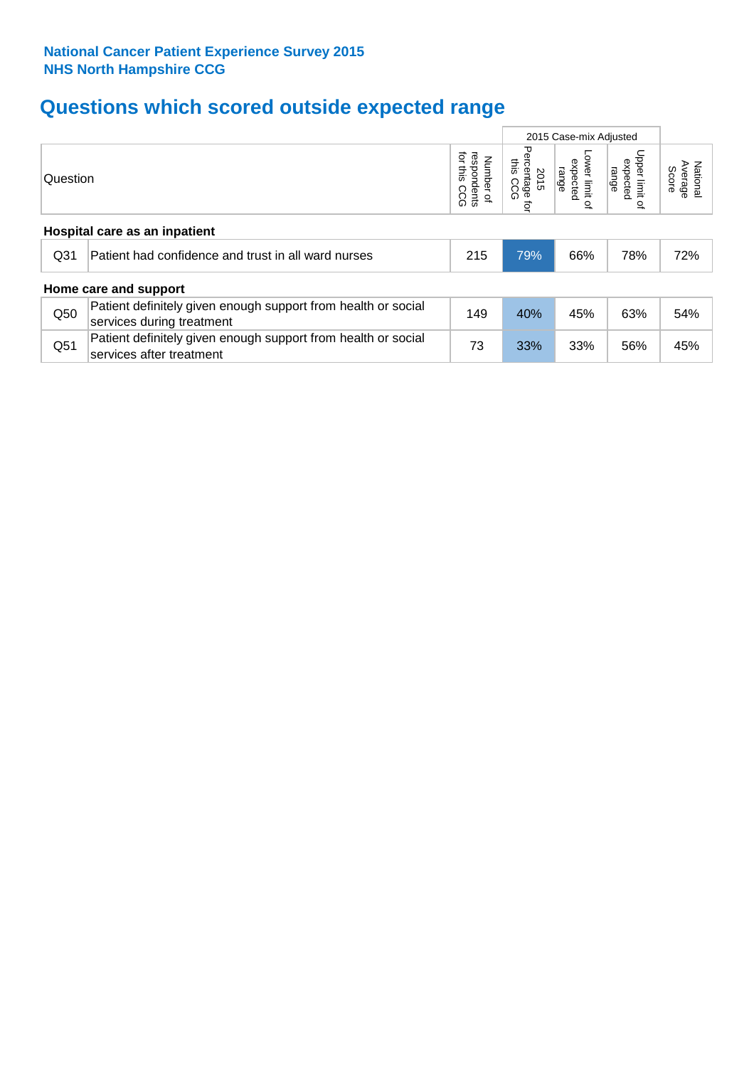**National Cancer Patient Experience Survey 2015**
**NHS North Hampshire CCG**

# Questions which scored outside expected range

| | Question | Number of respondents for this CCG | 2015 Case-mix Adjusted | | | National Average Score |
|---|---|---|---|---|---|---|
| | | | 2015 Percentage for this CCG | Lower limit of expected range | Upper limit of expected range | |
| **Hospital care as an inpatient** | | | | | | |
| Q31 | Patient had confidence and trust in all ward nurses | 215 | 79% | 66% | 78% | 72% |
| **Home care and support** | | | | | | |
| Q50 | Patient definitely given enough support from health or social services during treatment | 149 | 40% | 45% | 63% | 54% |
| Q51 | Patient definitely given enough support from health or social services after treatment | 73 | 33% | 33% | 56% | 45% |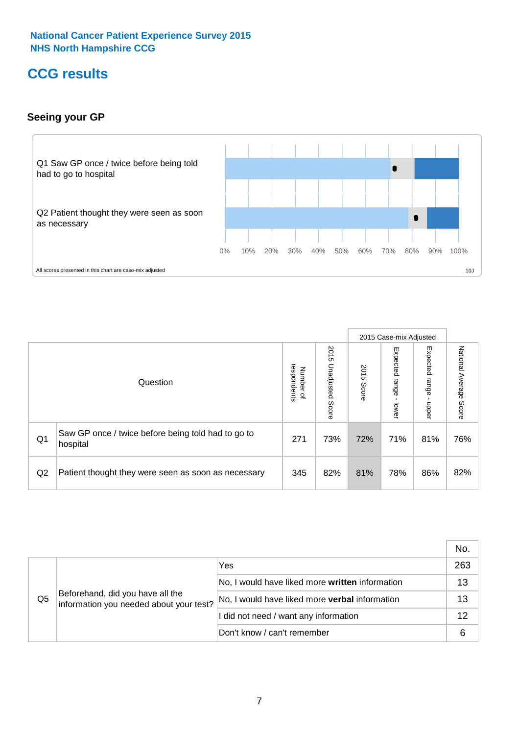National Cancer Patient Experience Survey 2015
NHS North Hampshire CCG

# CCG results

## Seeing your GP

Q1 Saw GP once / twice before being told had to go to hospital

Q2 Patient thought they were seen as soon as necessary

0% 10% 20% 30% 40% 50% 60% 70% 80% 90% 100%

All scores presented in this chart are case-mix adjusted

10J

| Question | | Number of respondents | 2015 Unadjusted Score | 2015 Case-mix Adjusted | | | National Average Score |
|---|---|---|---|---|---|---|---|
| | | | | 2015 Score | Expected range - lower | Expected range - upper | |
| Q1 | Saw GP once / twice before being told had to go to hospital | 271 | 73% | 72% | 71% | 81% | 76% |
| Q2 | Patient thought they were seen as soon as necessary | 345 | 82% | 81% | 78% | 86% | 82% |

| | | | No. |
|---|---|---|---|
| Q5 | Beforehand, did you have all the information you needed about your test? | Yes | 263 |
| | | No, I would have liked more **written** information | 13 |
| | | No, I would have liked more **verbal** information | 13 |
| | | I did not need / want any information | 12 |
| | | Don't know / can't remember | 6 |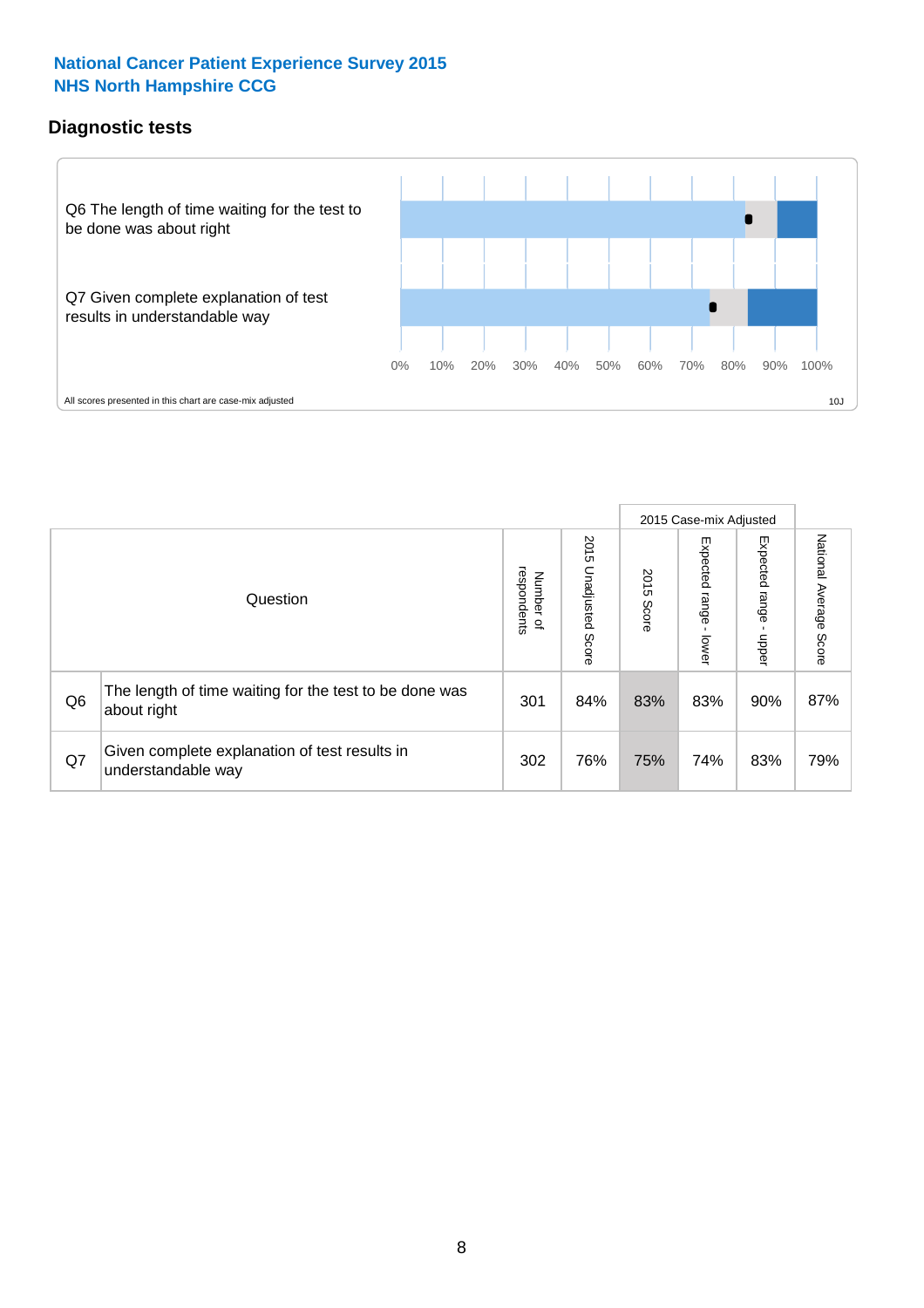**National Cancer Patient Experience Survey 2015**
**NHS North Hampshire CCG**

## Diagnostic tests

Q6 The length of time waiting for the test to be done was about right

Q7 Given complete explanation of test results in understandable way

0% 10% 20% 30% 40% 50% 60% 70% 80% 90% 100%

All scores presented in this chart are case-mix adjusted

10J

| | Question | Number of respondents | 2015 Unadjusted Score | 2015 Case-mix Adjusted 2015 Score | 2015 Case-mix Adjusted Expected range - lower | 2015 Case-mix Adjusted Expected range - upper | National Average Score |
|---|---|---|---|---|---|---|---|
| Q6 | The length of time waiting for the test to be done was about right | 301 | 84% | 83% | 83% | 90% | 87% |
| Q7 | Given complete explanation of test results in understandable way | 302 | 76% | 75% | 74% | 83% | 79% |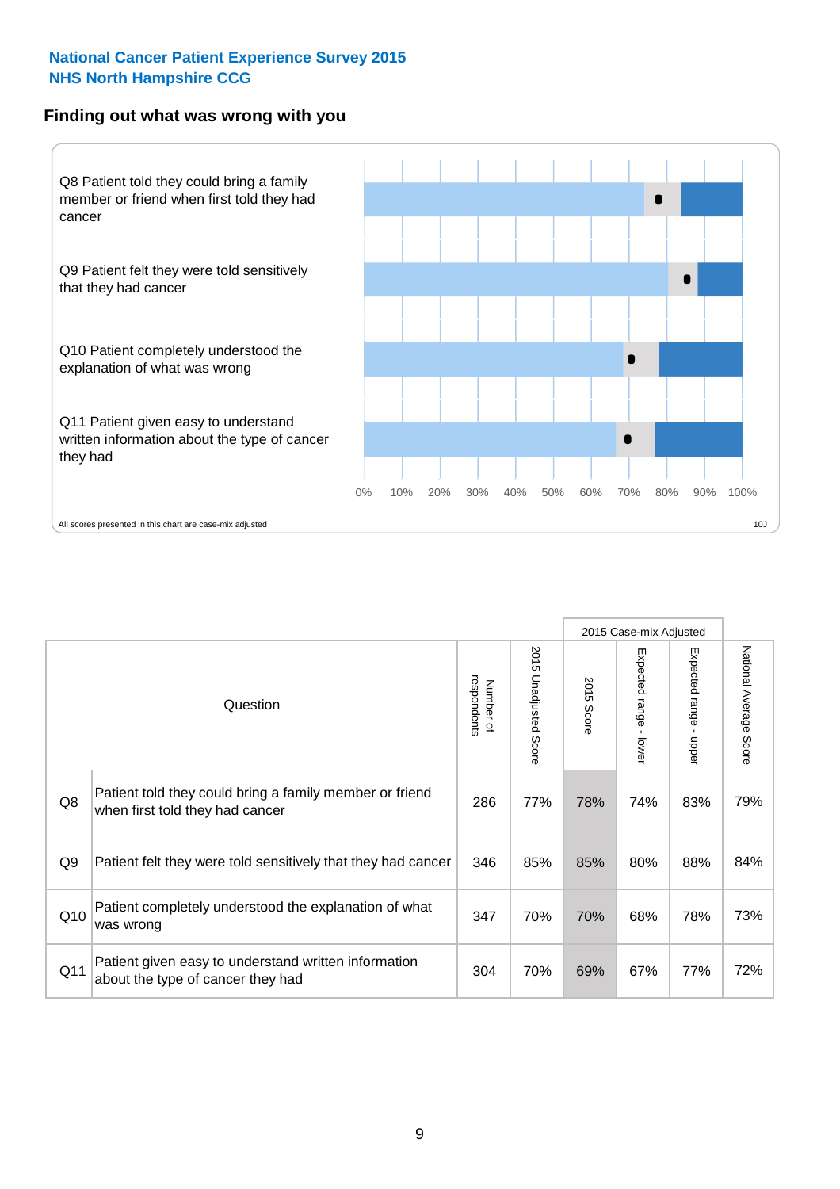## National Cancer Patient Experience Survey 2015
## NHS North Hampshire CCG

### Finding out what was wrong with you

Q8 Patient told they could bring a family member or friend when first told they had cancer

Q9 Patient felt they were told sensitively that they had cancer

Q10 Patient completely understood the explanation of what was wrong

Q11 Patient given easy to understand written information about the type of cancer they had

0% 10% 20% 30% 40% 50% 60% 70% 80% 90% 100%

All scores presented in this chart are case-mix adjusted

10J

| | Question | Number of respondents | 2015 Unadjusted Score | 2015 Case-mix Adjusted | | | National Average Score |
|---|---|---|---|---|---|---|---|
| | | | | 2015 Score | Expected range - lower | Expected range - upper | |
| Q8 | Patient told they could bring a family member or friend when first told they had cancer | 286 | 77% | 78% | 74% | 83% | 79% |
| Q9 | Patient felt they were told sensitively that they had cancer | 346 | 85% | 85% | 80% | 88% | 84% |
| Q10 | Patient completely understood the explanation of what was wrong | 347 | 70% | 70% | 68% | 78% | 73% |
| Q11 | Patient given easy to understand written information about the type of cancer they had | 304 | 70% | 69% | 67% | 77% | 72% |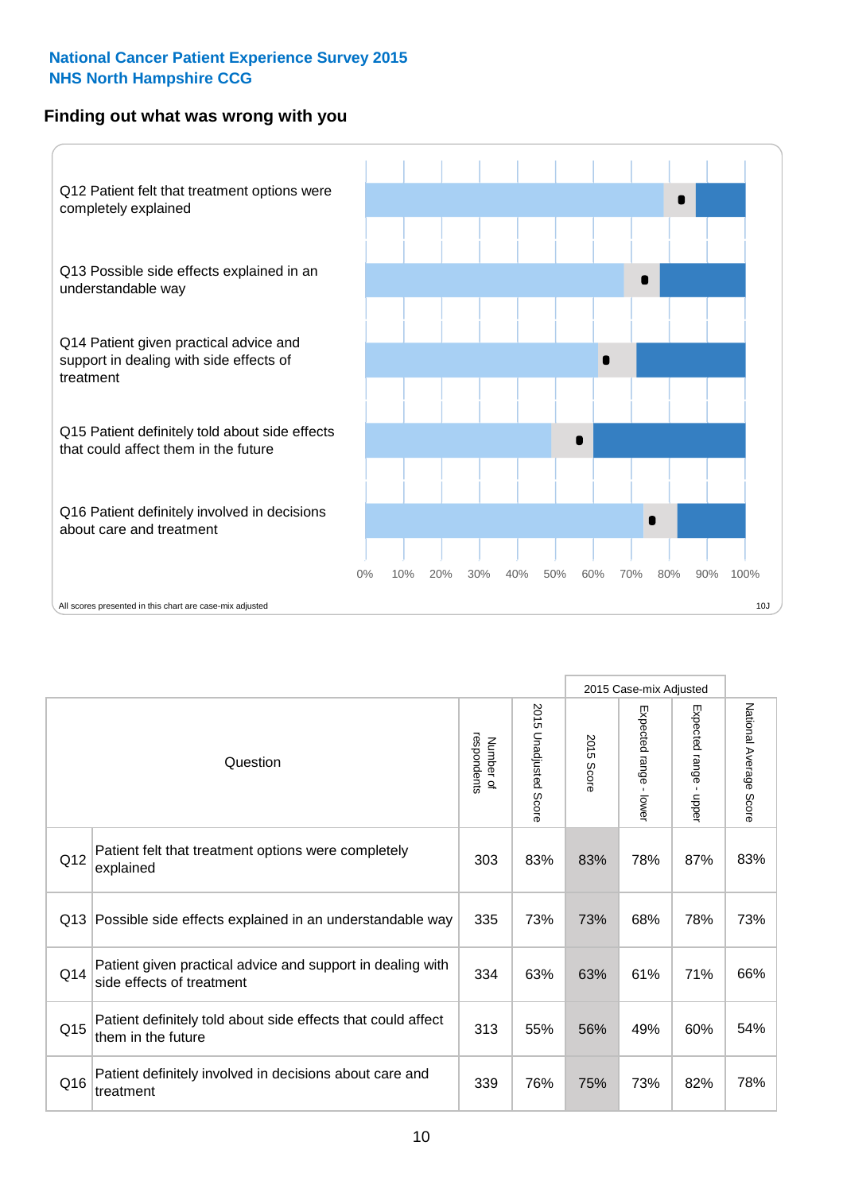**National Cancer Patient Experience Survey 2015**
**NHS North Hampshire CCG**

## Finding out what was wrong with you

Q12 Patient felt that treatment options were completely explained

Q13 Possible side effects explained in an understandable way

Q14 Patient given practical advice and support in dealing with side effects of treatment

Q15 Patient definitely told about side effects that could affect them in the future

Q16 Patient definitely involved in decisions about care and treatment

0% 10% 20% 30% 40% 50% 60% 70% 80% 90% 100%

All scores presented in this chart are case-mix adjusted

10J

| | Question | Number of respondents | 2015 Unadjusted Score | 2015 Case-mix Adjusted | | | National Average Score |
|---|---|---|---|---|---|---|---|
| | | | | 2015 Score | Expected range - lower | Expected range - upper | |
| Q12 | Patient felt that treatment options were completely explained | 303 | 83% | 83% | 78% | 87% | 83% |
| Q13 | Possible side effects explained in an understandable way | 335 | 73% | 73% | 68% | 78% | 73% |
| Q14 | Patient given practical advice and support in dealing with side effects of treatment | 334 | 63% | 63% | 61% | 71% | 66% |
| Q15 | Patient definitely told about side effects that could affect them in the future | 313 | 55% | 56% | 49% | 60% | 54% |
| Q16 | Patient definitely involved in decisions about care and treatment | 339 | 76% | 75% | 73% | 82% | 78% |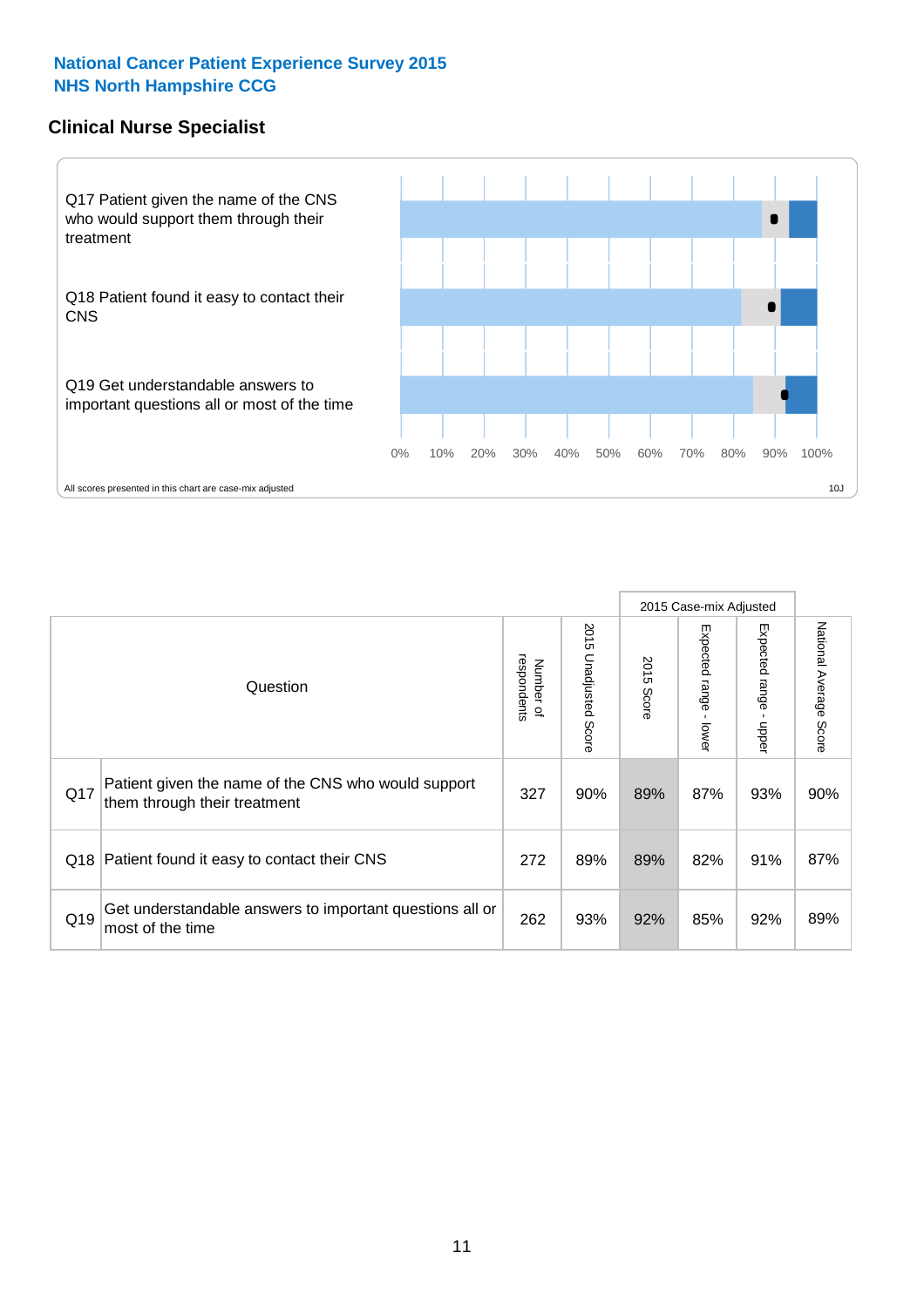National Cancer Patient Experience Survey 2015
NHS North Hampshire CCG

## Clinical Nurse Specialist

Q17 Patient given the name of the CNS who would support them through their treatment

Q18 Patient found it easy to contact their CNS

Q19 Get understandable answers to important questions all or most of the time

0% 10% 20% 30% 40% 50% 60% 70% 80% 90% 100%

All scores presented in this chart are case-mix adjusted

10J

| | Question | Number of respondents | 2015 Unadjusted Score | 2015 Case-mix Adjusted: 2015 Score | 2015 Case-mix Adjusted: Expected range - lower | 2015 Case-mix Adjusted: Expected range - upper | National Average Score |
|---|---|---|---|---|---|---|---|
| Q17 | Patient given the name of the CNS who would support them through their treatment | 327 | 90% | 89% | 87% | 93% | 90% |
| Q18 | Patient found it easy to contact their CNS | 272 | 89% | 89% | 82% | 91% | 87% |
| Q19 | Get understandable answers to important questions all or most of the time | 262 | 93% | 92% | 85% | 92% | 89% |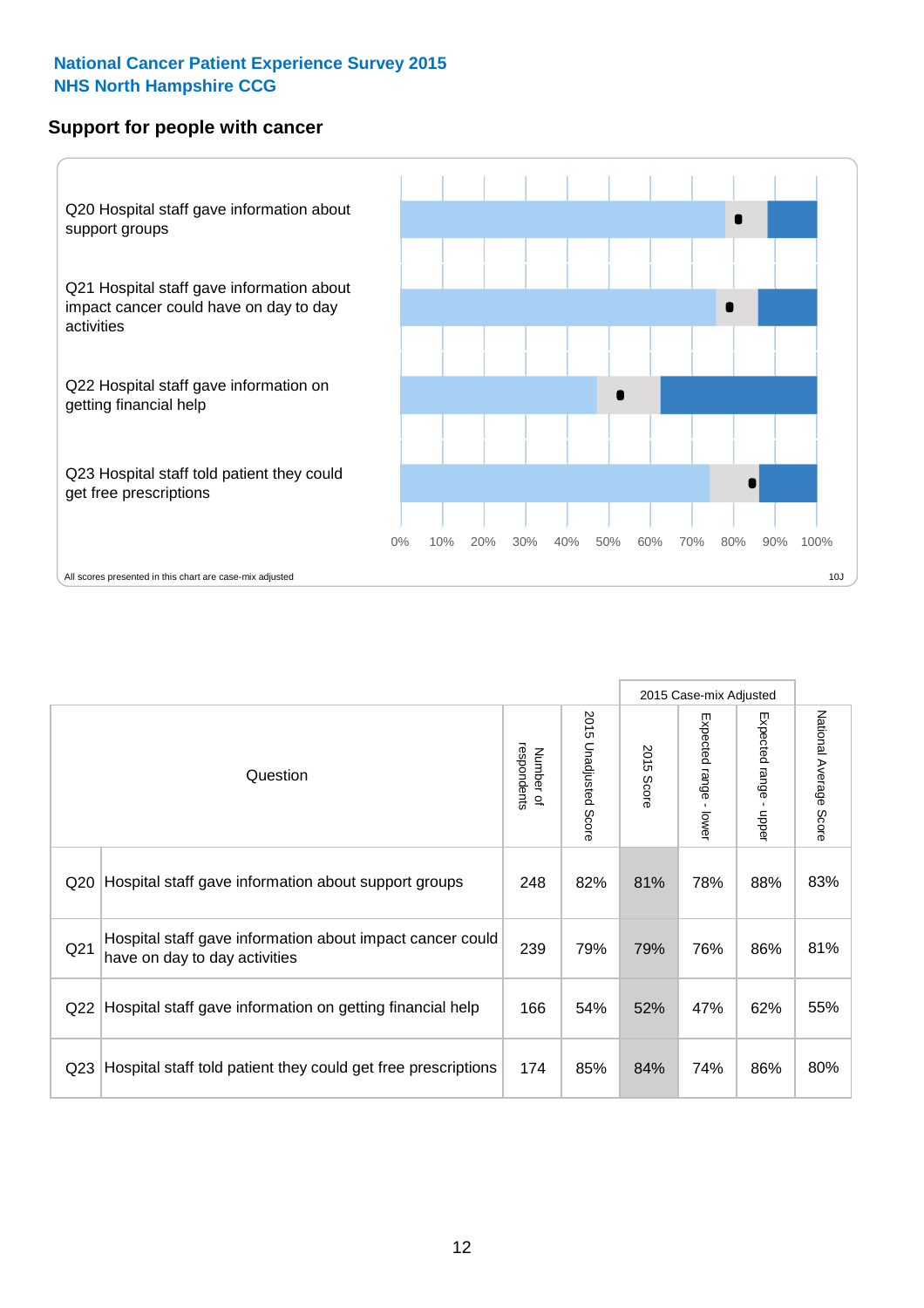**National Cancer Patient Experience Survey 2015**
**NHS North Hampshire CCG**

## Support for people with cancer

Q20 Hospital staff gave information about support groups

Q21 Hospital staff gave information about impact cancer could have on day to day activities

Q22 Hospital staff gave information on getting financial help

Q23 Hospital staff told patient they could get free prescriptions

0% 10% 20% 30% 40% 50% 60% 70% 80% 90% 100%

All scores presented in this chart are case-mix adjusted

10J

| | Question | Number of respondents | 2015 Unadjusted Score | 2015 Case-mix Adjusted | | | National Average Score |
|---|---|---|---|---|---|---|---|
| | | | | 2015 Score | Expected range - lower | Expected range - upper | |
| Q20 | Hospital staff gave information about support groups | 248 | 82% | 81% | 78% | 88% | 83% |
| Q21 | Hospital staff gave information about impact cancer could have on day to day activities | 239 | 79% | 79% | 76% | 86% | 81% |
| Q22 | Hospital staff gave information on getting financial help | 166 | 54% | 52% | 47% | 62% | 55% |
| Q23 | Hospital staff told patient they could get free prescriptions | 174 | 85% | 84% | 74% | 86% | 80% |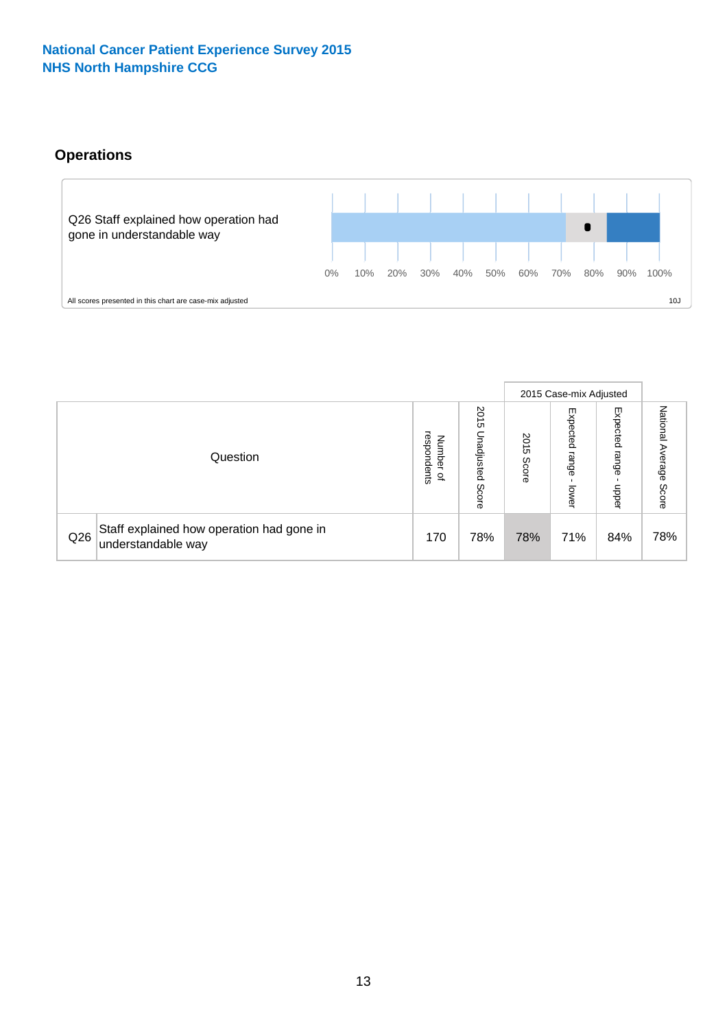National Cancer Patient Experience Survey 2015
NHS North Hampshire CCG

## Operations

Q26 Staff explained how operation had gone in understandable way

0% 10% 20% 30% 40% 50% 60% 70% 80% 90% 100%

All scores presented in this chart are case-mix adjusted

10J

| Question | | Number of respondents | 2015 Unadjusted Score | 2015 Case-mix Adjusted | | | National Average Score |
|---|---|---|---|---|---|---|---|
| | | | | 2015 Score | Expected range - lower | Expected range - upper | |
| Q26 | Staff explained how operation had gone in understandable way | 170 | 78% | 78% | 71% | 84% | 78% |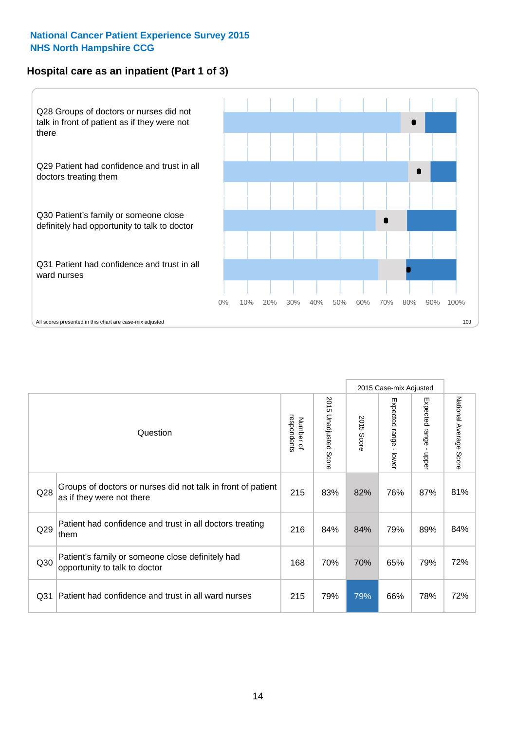**National Cancer Patient Experience Survey 2015**
**NHS North Hampshire CCG**

## Hospital care as an inpatient (Part 1 of 3)

Q28 Groups of doctors or nurses did not talk in front of patient as if they were not there

Q29 Patient had confidence and trust in all doctors treating them

Q30 Patient's family or someone close definitely had opportunity to talk to doctor

Q31 Patient had confidence and trust in all ward nurses

0% 10% 20% 30% 40% 50% 60% 70% 80% 90% 100%

All scores presented in this chart are case-mix adjusted

10J

| Question | | Number of respondents | 2015 Unadjusted Score | 2015 Case-mix Adjusted: 2015 Score | 2015 Case-mix Adjusted: Expected range - lower | 2015 Case-mix Adjusted: Expected range - upper | National Average Score |
|---|---|---|---|---|---|---|---|
| Q28 | Groups of doctors or nurses did not talk in front of patient as if they were not there | 215 | 83% | 82% | 76% | 87% | 81% |
| Q29 | Patient had confidence and trust in all doctors treating them | 216 | 84% | 84% | 79% | 89% | 84% |
| Q30 | Patient's family or someone close definitely had opportunity to talk to doctor | 168 | 70% | 70% | 65% | 79% | 72% |
| Q31 | Patient had confidence and trust in all ward nurses | 215 | 79% | 79% | 66% | 78% | 72% |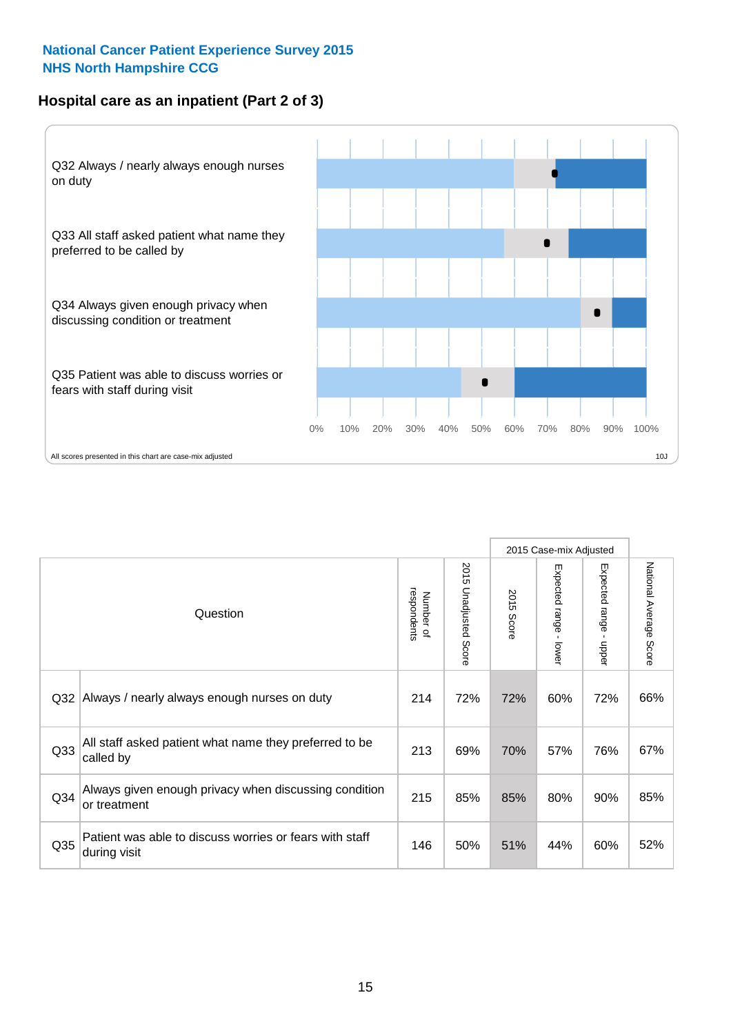National Cancer Patient Experience Survey 2015
NHS North Hampshire CCG

## Hospital care as an inpatient (Part 2 of 3)

Q32 Always / nearly always enough nurses on duty

Q33 All staff asked patient what name they preferred to be called by

Q34 Always given enough privacy when discussing condition or treatment

Q35 Patient was able to discuss worries or fears with staff during visit

0% 10% 20% 30% 40% 50% 60% 70% 80% 90% 100%

All scores presented in this chart are case-mix adjusted

10J

| Question | | Number of respondents | 2015 Unadjusted Score | 2015 Case-mix Adjusted | | | National Average Score |
|---|---|---|---|---|---|---|---|
| | | | | 2015 Score | Expected range - lower | Expected range - upper | |
| Q32 | Always / nearly always enough nurses on duty | 214 | 72% | 72% | 60% | 72% | 66% |
| Q33 | All staff asked patient what name they preferred to be called by | 213 | 69% | 70% | 57% | 76% | 67% |
| Q34 | Always given enough privacy when discussing condition or treatment | 215 | 85% | 85% | 80% | 90% | 85% |
| Q35 | Patient was able to discuss worries or fears with staff during visit | 146 | 50% | 51% | 44% | 60% | 52% |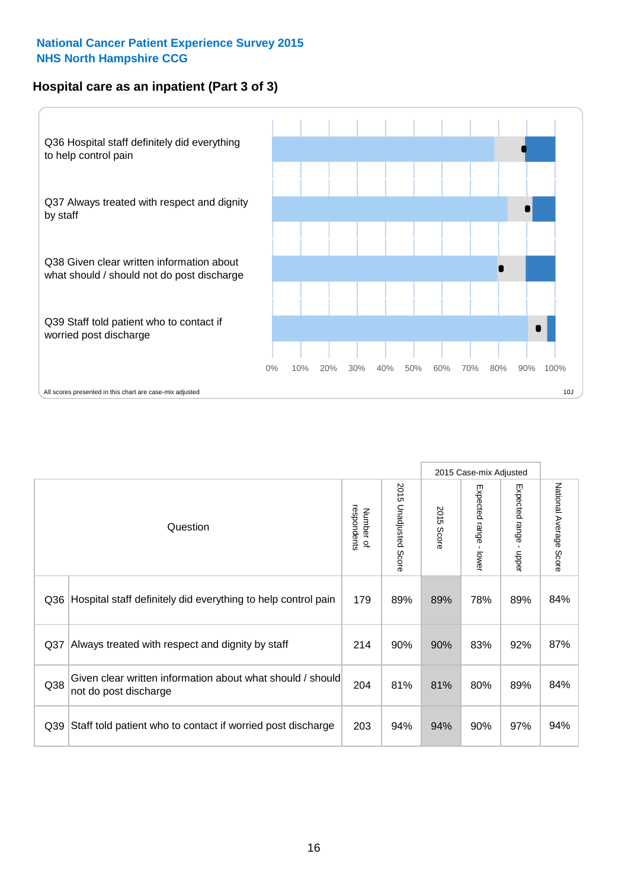**National Cancer Patient Experience Survey 2015**
**NHS North Hampshire CCG**

## Hospital care as an inpatient (Part 3 of 3)

Q36 Hospital staff definitely did everything to help control pain

Q37 Always treated with respect and dignity by staff

Q38 Given clear written information about what should / should not do post discharge

Q39 Staff told patient who to contact if worried post discharge

0% 10% 20% 30% 40% 50% 60% 70% 80% 90% 100%

All scores presented in this chart are case-mix adjusted

10J

| | Question | Number of respondents | 2015 Unadjusted Score | 2015 Case-mix Adjusted | | | National Average Score |
|---|---|---|---|---|---|---|---|
| | | | | 2015 Score | Expected range - lower | Expected range - upper | |
| Q36 | Hospital staff definitely did everything to help control pain | 179 | 89% | 89% | 78% | 89% | 84% |
| Q37 | Always treated with respect and dignity by staff | 214 | 90% | 90% | 83% | 92% | 87% |
| Q38 | Given clear written information about what should / should not do post discharge | 204 | 81% | 81% | 80% | 89% | 84% |
| Q39 | Staff told patient who to contact if worried post discharge | 203 | 94% | 94% | 90% | 97% | 94% |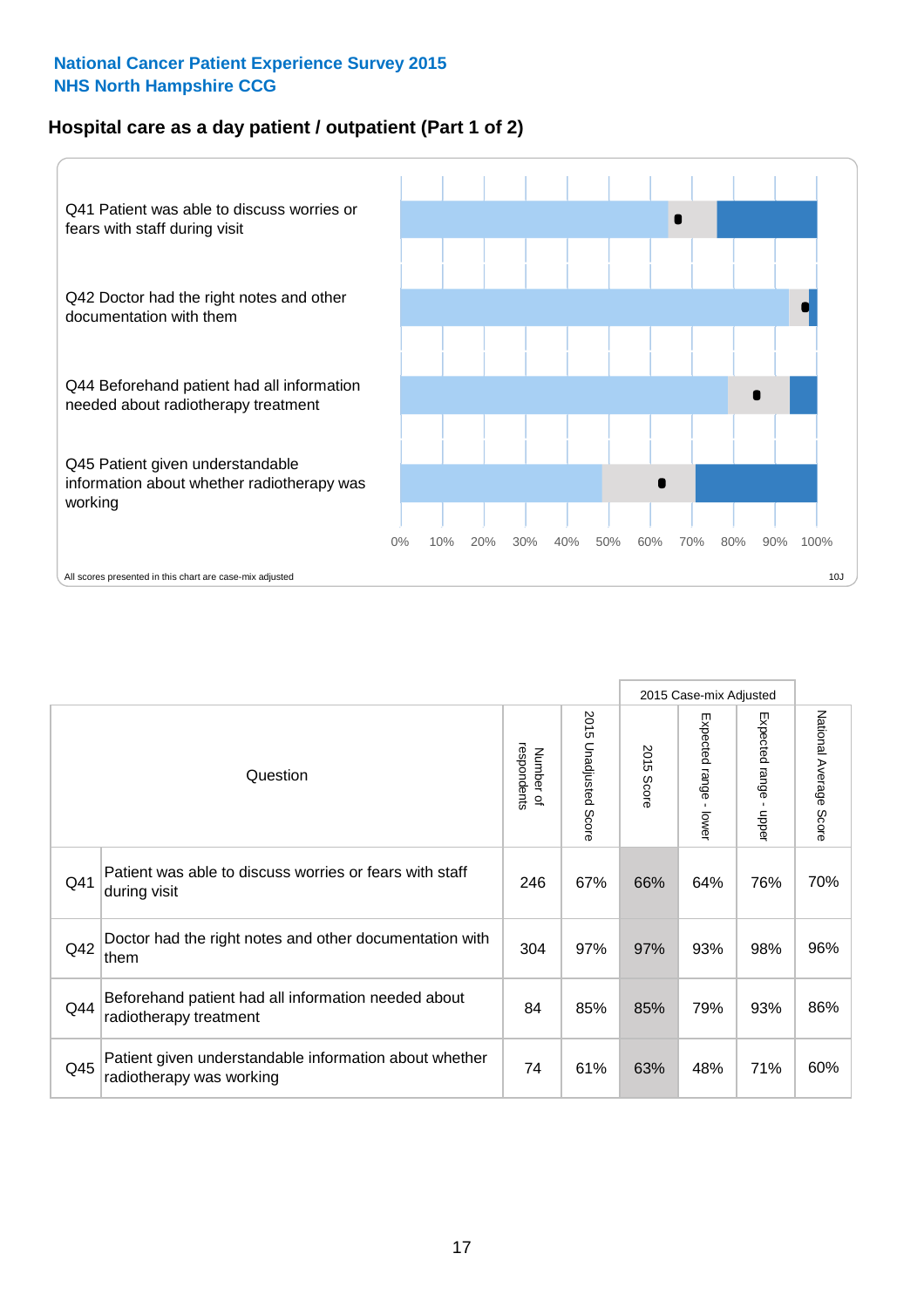**National Cancer Patient Experience Survey 2015**
**NHS North Hampshire CCG**

## Hospital care as a day patient / outpatient (Part 1 of 2)

Q41 Patient was able to discuss worries or fears with staff during visit

Q42 Doctor had the right notes and other documentation with them

Q44 Beforehand patient had all information needed about radiotherapy treatment

Q45 Patient given understandable information about whether radiotherapy was working

0% 10% 20% 30% 40% 50% 60% 70% 80% 90% 100%

All scores presented in this chart are case-mix adjusted

10J

| | Question | Number of respondents | 2015 Unadjusted Score | 2015 Case-mix Adjusted | | | National Average Score |
|---|---|---|---|---|---|---|---|
| | | | | 2015 Score | Expected range - lower | Expected range - upper | |
| Q41 | Patient was able to discuss worries or fears with staff during visit | 246 | 67% | 66% | 64% | 76% | 70% |
| Q42 | Doctor had the right notes and other documentation with them | 304 | 97% | 97% | 93% | 98% | 96% |
| Q44 | Beforehand patient had all information needed about radiotherapy treatment | 84 | 85% | 85% | 79% | 93% | 86% |
| Q45 | Patient given understandable information about whether radiotherapy was working | 74 | 61% | 63% | 48% | 71% | 60% |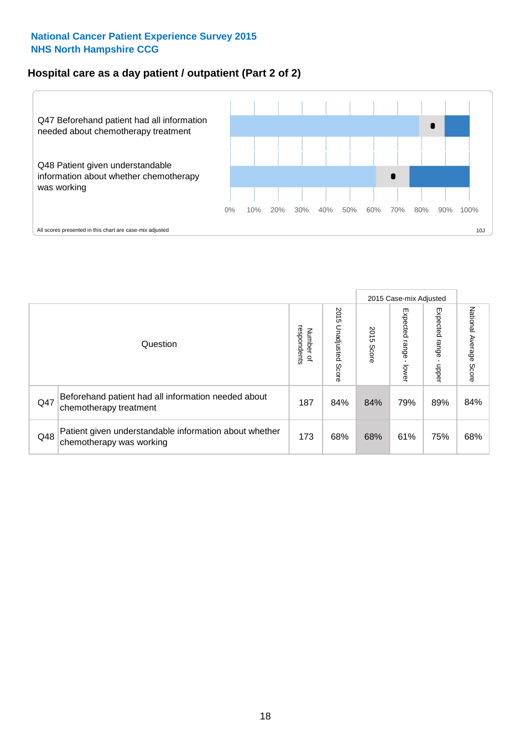**National Cancer Patient Experience Survey 2015**
**NHS North Hampshire CCG**

## Hospital care as a day patient / outpatient (Part 2 of 2)

Q47 Beforehand patient had all information needed about chemotherapy treatment

Q48 Patient given understandable information about whether chemotherapy was working

0% 10% 20% 30% 40% 50% 60% 70% 80% 90% 100%

All scores presented in this chart are case-mix adjusted

10J

| Question | | Number of respondents | 2015 Unadjusted Score | 2015 Case-mix Adjusted: 2015 Score | 2015 Case-mix Adjusted: Expected range - lower | 2015 Case-mix Adjusted: Expected range - upper | National Average Score |
|---|---|---|---|---|---|---|---|
| Q47 | Beforehand patient had all information needed about chemotherapy treatment | 187 | 84% | 84% | 79% | 89% | 84% |
| Q48 | Patient given understandable information about whether chemotherapy was working | 173 | 68% | 68% | 61% | 75% | 68% |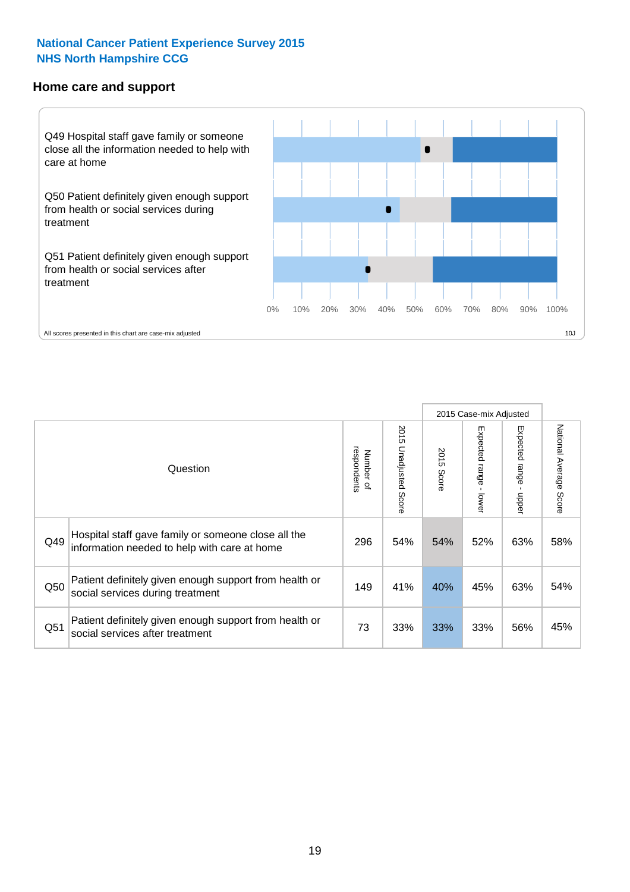## National Cancer Patient Experience Survey 2015
## NHS North Hampshire CCG

### Home care and support

Q49 Hospital staff gave family or someone close all the information needed to help with care at home

Q50 Patient definitely given enough support from health or social services during treatment

Q51 Patient definitely given enough support from health or social services after treatment

0% 10% 20% 30% 40% 50% 60% 70% 80% 90% 100%

All scores presented in this chart are case-mix adjusted

10J

| | Question | Number of respondents | 2015 Unadjusted Score | 2015 Case-mix Adjusted | | | National Average Score |
|---|---|---|---|---|---|---|---|
| | | | | 2015 Score | Expected range - lower | Expected range - upper | |
| Q49 | Hospital staff gave family or someone close all the information needed to help with care at home | 296 | 54% | 54% | 52% | 63% | 58% |
| Q50 | Patient definitely given enough support from health or social services during treatment | 149 | 41% | 40% | 45% | 63% | 54% |
| Q51 | Patient definitely given enough support from health or social services after treatment | 73 | 33% | 33% | 33% | 56% | 45% |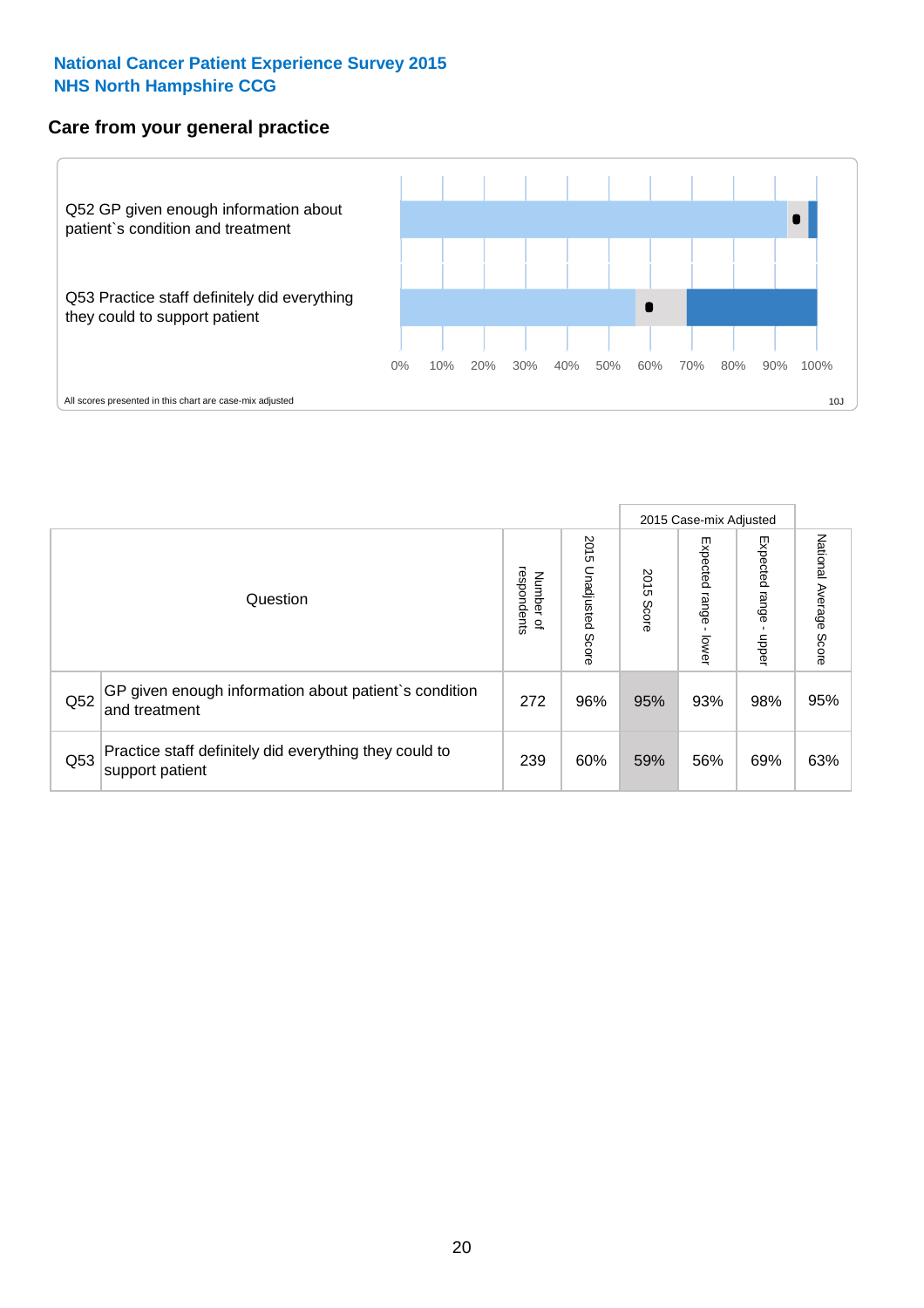## National Cancer Patient Experience Survey 2015
## NHS North Hampshire CCG

### Care from your general practice

Q52 GP given enough information about patient`s condition and treatment

Q53 Practice staff definitely did everything they could to support patient

0% 10% 20% 30% 40% 50% 60% 70% 80% 90% 100%

All scores presented in this chart are case-mix adjusted

10J

| Question | | Number of respondents | 2015 Unadjusted Score | 2015 Case-mix Adjusted: 2015 Score | 2015 Case-mix Adjusted: Expected range - lower | 2015 Case-mix Adjusted: Expected range - upper | National Average Score |
|---|---|---|---|---|---|---|---|
| Q52 | GP given enough information about patient`s condition and treatment | 272 | 96% | 95% | 93% | 98% | 95% |
| Q53 | Practice staff definitely did everything they could to support patient | 239 | 60% | 59% | 56% | 69% | 63% |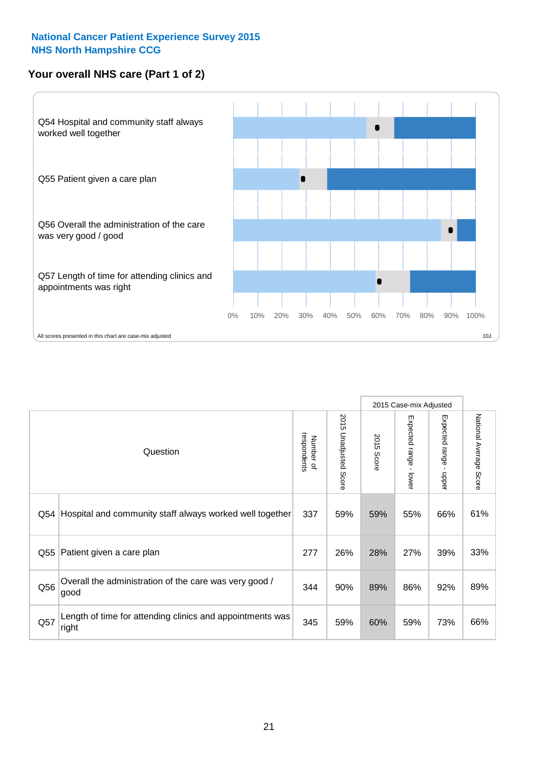**National Cancer Patient Experience Survey 2015**
**NHS North Hampshire CCG**

## Your overall NHS care (Part 1 of 2)

Q54 Hospital and community staff always worked well together

Q55 Patient given a care plan

Q56 Overall the administration of the care was very good / good

Q57 Length of time for attending clinics and appointments was right

0% 10% 20% 30% 40% 50% 60% 70% 80% 90% 100%

All scores presented in this chart are case-mix adjusted

10J

| | Question | Number of respondents | 2015 Unadjusted Score | 2015 Case-mix Adjusted: 2015 Score | 2015 Case-mix Adjusted: Expected range - lower | 2015 Case-mix Adjusted: Expected range - upper | National Average Score |
|---|---|---|---|---|---|---|---|
| Q54 | Hospital and community staff always worked well together | 337 | 59% | 59% | 55% | 66% | 61% |
| Q55 | Patient given a care plan | 277 | 26% | 28% | 27% | 39% | 33% |
| Q56 | Overall the administration of the care was very good / good | 344 | 90% | 89% | 86% | 92% | 89% |
| Q57 | Length of time for attending clinics and appointments was right | 345 | 59% | 60% | 59% | 73% | 66% |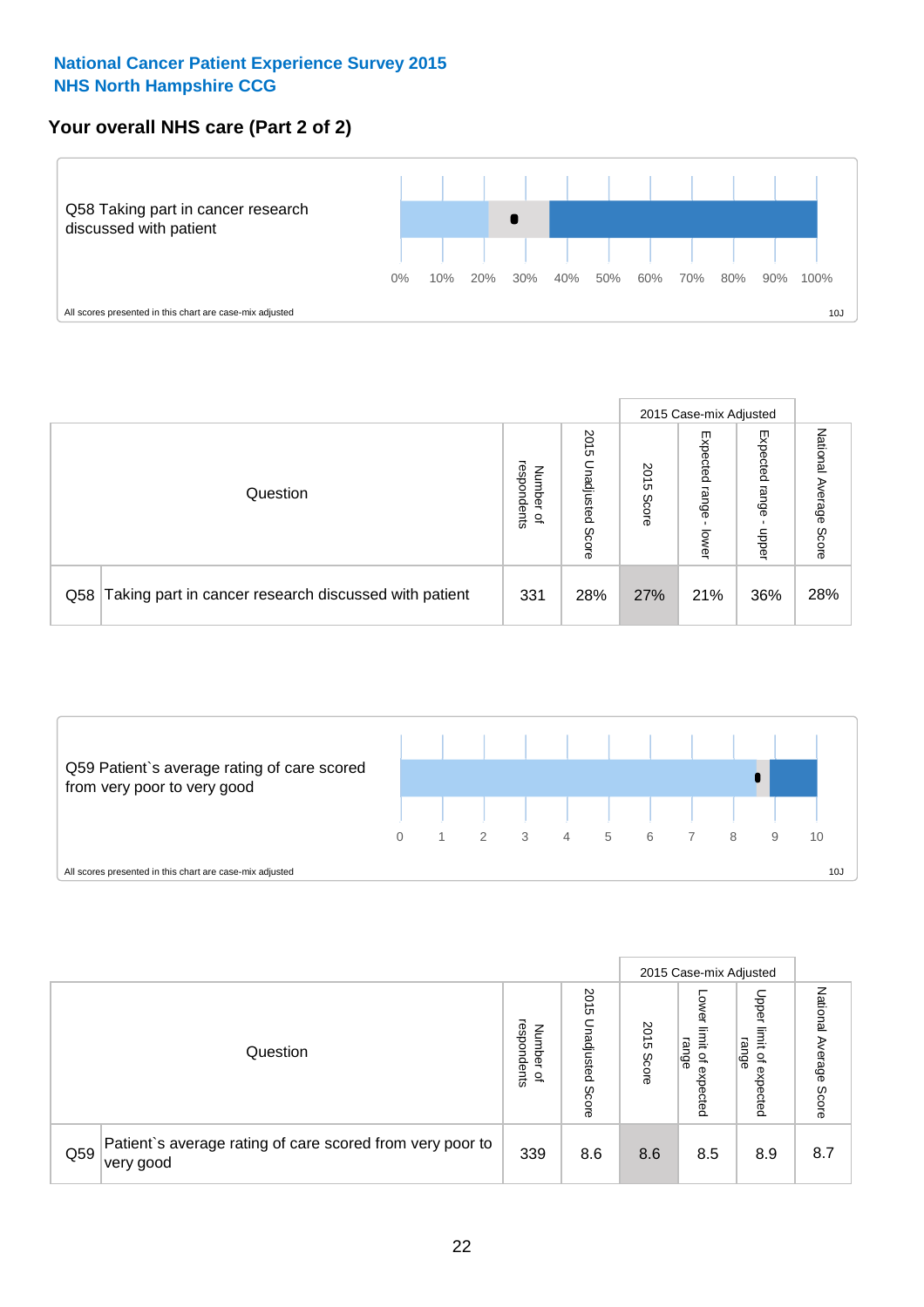**National Cancer Patient Experience Survey 2015**
**NHS North Hampshire CCG**

## Your overall NHS care (Part 2 of 2)

Q58 Taking part in cancer research discussed with patient

0% 10% 20% 30% 40% 50% 60% 70% 80% 90% 100%

All scores presented in this chart are case-mix adjusted

10J

| Question | | Number of respondents | 2015 Unadjusted Score | 2015 Case-mix Adjusted: 2015 Score | 2015 Case-mix Adjusted: Expected range - lower | 2015 Case-mix Adjusted: Expected range - upper | National Average Score |
|---|---|---|---|---|---|---|---|
| Q58 | Taking part in cancer research discussed with patient | 331 | 28% | 27% | 21% | 36% | 28% |

Q59 Patient`s average rating of care scored from very poor to very good

0 1 2 3 4 5 6 7 8 9 10

All scores presented in this chart are case-mix adjusted

10J

| Question | | Number of respondents | 2015 Unadjusted Score | 2015 Case-mix Adjusted: 2015 Score | 2015 Case-mix Adjusted: Lower limit of expected range | 2015 Case-mix Adjusted: Upper limit of expected range | National Average Score |
|---|---|---|---|---|---|---|---|
| Q59 | Patient`s average rating of care scored from very poor to very good | 339 | 8.6 | 8.6 | 8.5 | 8.9 | 8.7 |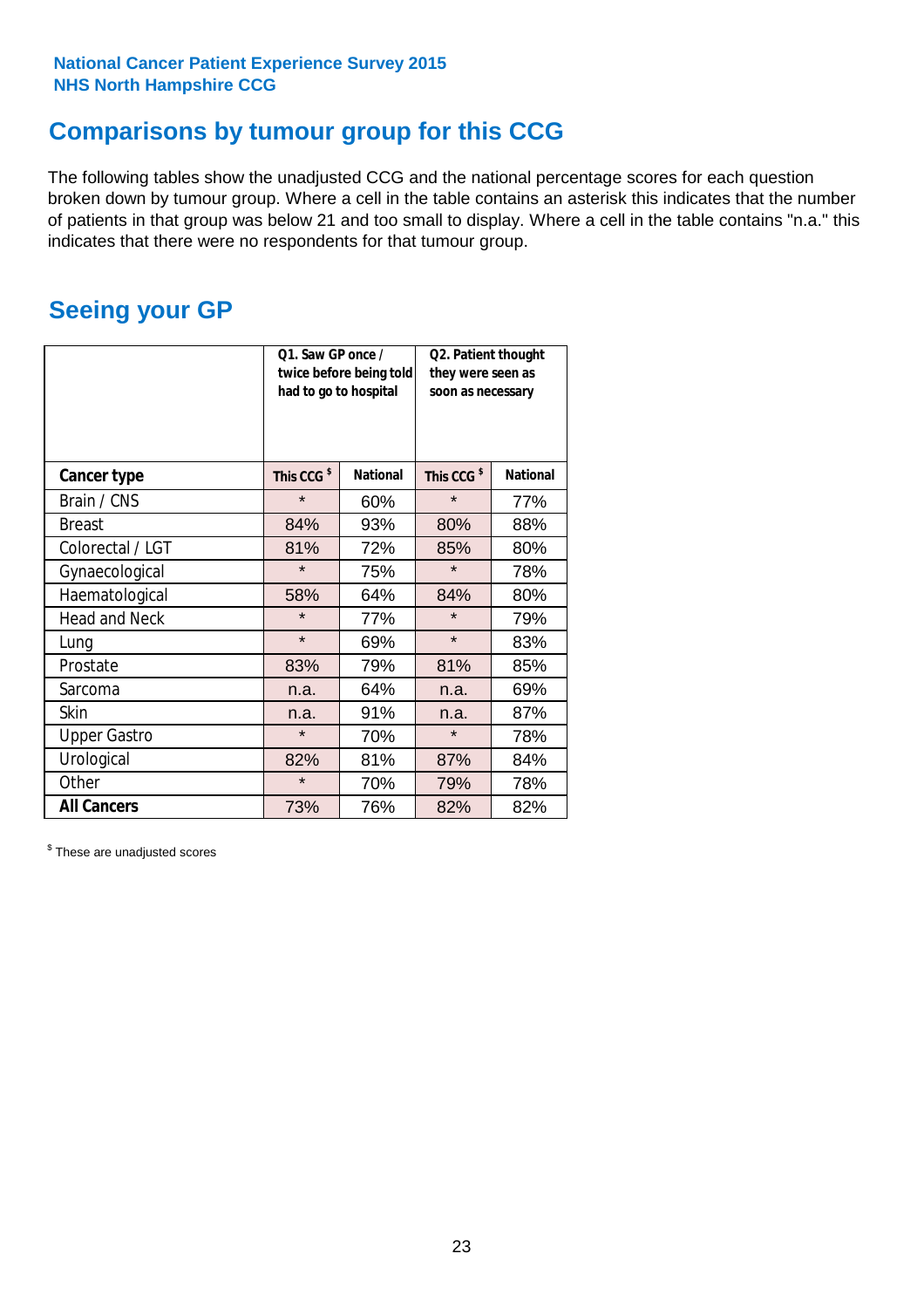**National Cancer Patient Experience Survey 2015**
**NHS North Hampshire CCG**

# Comparisons by tumour group for this CCG

The following tables show the unadjusted CCG and the national percentage scores for each question broken down by tumour group. Where a cell in the table contains an asterisk this indicates that the number of patients in that group was below 21 and too small to display. Where a cell in the table contains "n.a." this indicates that there were no respondents for that tumour group.

## Seeing your GP

| | Q1. Saw GP once / twice before being told had to go to hospital | | Q2. Patient thought they were seen as soon as necessary | |
|---|---|---|---|---|
| **Cancer type** | **This CCG $** | **National** | **This CCG $** | **National** |
| Brain / CNS | * | 60% | * | 77% |
| Breast | 84% | 93% | 80% | 88% |
| Colorectal / LGT | 81% | 72% | 85% | 80% |
| Gynaecological | * | 75% | * | 78% |
| Haematological | 58% | 64% | 84% | 80% |
| Head and Neck | * | 77% | * | 79% |
| Lung | * | 69% | * | 83% |
| Prostate | 83% | 79% | 81% | 85% |
| Sarcoma | n.a. | 64% | n.a. | 69% |
| Skin | n.a. | 91% | n.a. | 87% |
| Upper Gastro | * | 70% | * | 78% |
| Urological | 82% | 81% | 87% | 84% |
| Other | * | 70% | 79% | 78% |
| **All Cancers** | 73% | 76% | 82% | 82% |

$ These are unadjusted scores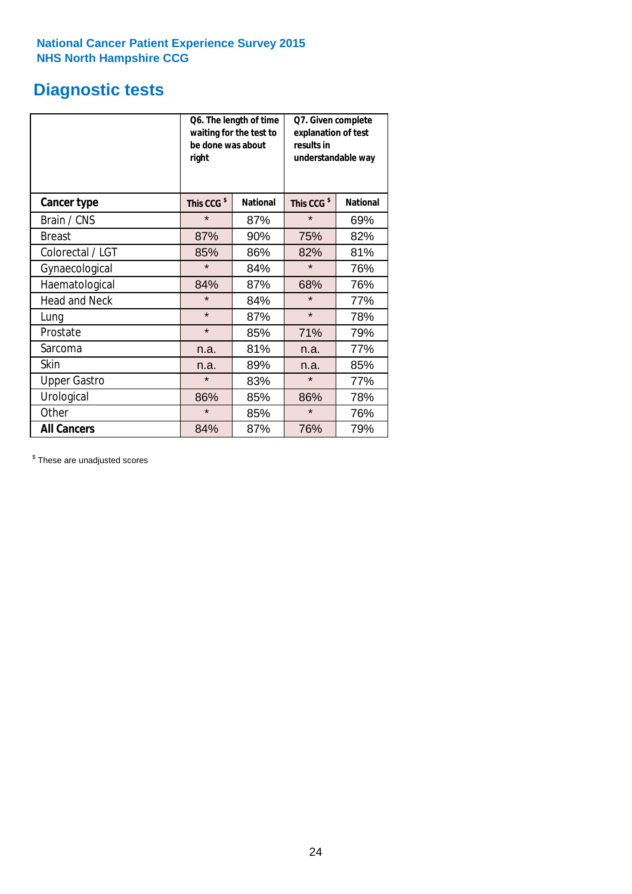National Cancer Patient Experience Survey 2015
NHS North Hampshire CCG

# Diagnostic tests

| | Q6. The length of time waiting for the test to be done was about right | | Q7. Given complete explanation of test results in understandable way | |
|---|---|---|---|---|
| **Cancer type** | **This CCG $** | **National** | **This CCG $** | **National** |
| Brain / CNS | * | 87% | * | 69% |
| Breast | 87% | 90% | 75% | 82% |
| Colorectal / LGT | 85% | 86% | 82% | 81% |
| Gynaecological | * | 84% | * | 76% |
| Haematological | 84% | 87% | 68% | 76% |
| Head and Neck | * | 84% | * | 77% |
| Lung | * | 87% | * | 78% |
| Prostate | * | 85% | 71% | 79% |
| Sarcoma | n.a. | 81% | n.a. | 77% |
| Skin | n.a. | 89% | n.a. | 85% |
| Upper Gastro | * | 83% | * | 77% |
| Urological | 86% | 85% | 86% | 78% |
| Other | * | 85% | * | 76% |
| **All Cancers** | 84% | 87% | 76% | 79% |

$ These are unadjusted scores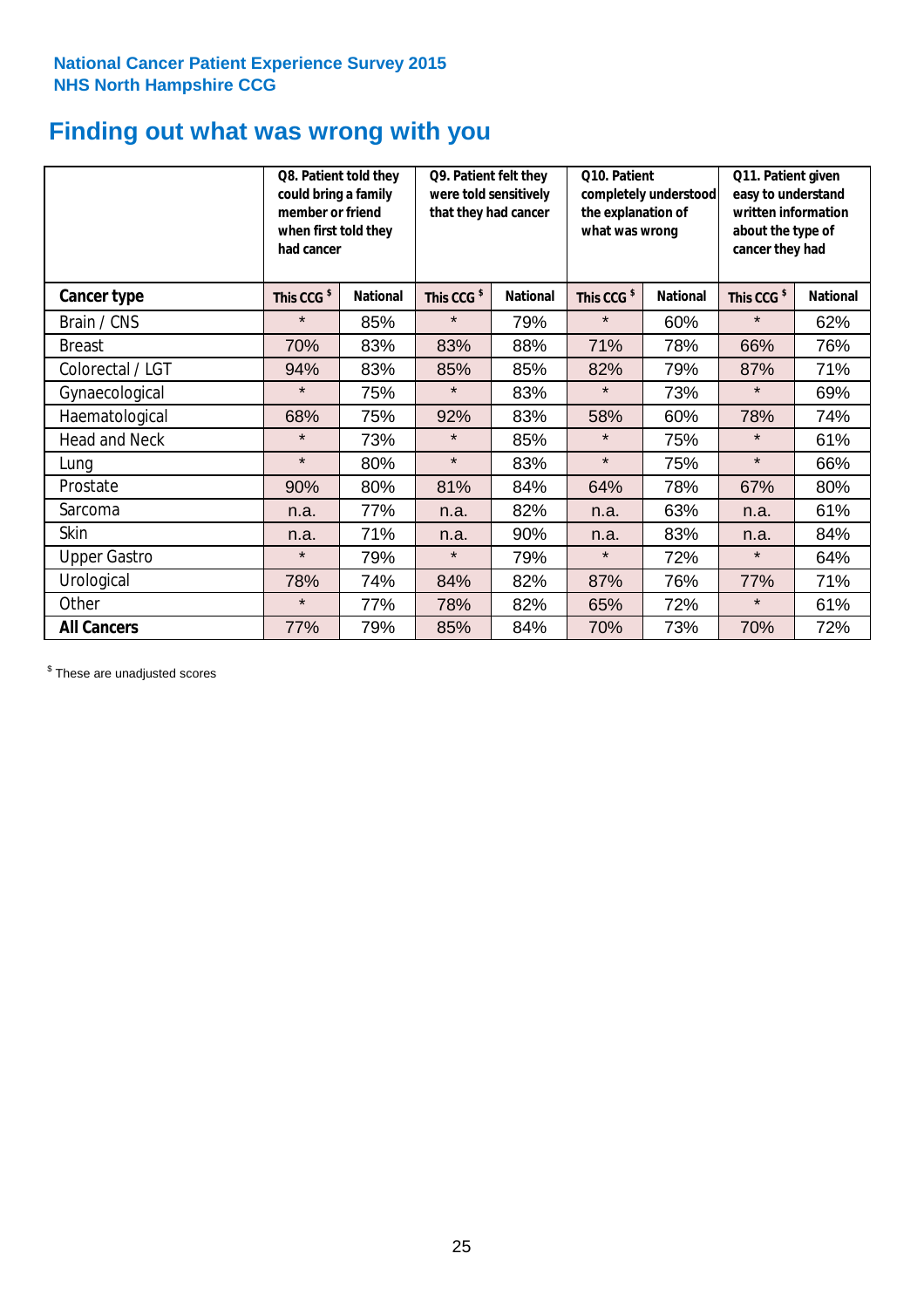**National Cancer Patient Experience Survey 2015**
**NHS North Hampshire CCG**

# Finding out what was wrong with you

| | Q8. Patient told they could bring a family member or friend when first told they had cancer | | Q9. Patient felt they were told sensitively that they had cancer | | Q10. Patient completely understood the explanation of what was wrong | | Q11. Patient given easy to understand written information about the type of cancer they had | |
|---|---|---|---|---|---|---|---|---|
| **Cancer type** | **This CCG $** | **National** | **This CCG $** | **National** | **This CCG $** | **National** | **This CCG $** | **National** |
| Brain / CNS | * | 85% | * | 79% | * | 60% | * | 62% |
| Breast | 70% | 83% | 83% | 88% | 71% | 78% | 66% | 76% |
| Colorectal / LGT | 94% | 83% | 85% | 85% | 82% | 79% | 87% | 71% |
| Gynaecological | * | 75% | * | 83% | * | 73% | * | 69% |
| Haematological | 68% | 75% | 92% | 83% | 58% | 60% | 78% | 74% |
| Head and Neck | * | 73% | * | 85% | * | 75% | * | 61% |
| Lung | * | 80% | * | 83% | * | 75% | * | 66% |
| Prostate | 90% | 80% | 81% | 84% | 64% | 78% | 67% | 80% |
| Sarcoma | n.a. | 77% | n.a. | 82% | n.a. | 63% | n.a. | 61% |
| Skin | n.a. | 71% | n.a. | 90% | n.a. | 83% | n.a. | 84% |
| Upper Gastro | * | 79% | * | 79% | * | 72% | * | 64% |
| Urological | 78% | 74% | 84% | 82% | 87% | 76% | 77% | 71% |
| Other | * | 77% | 78% | 82% | 65% | 72% | * | 61% |
| **All Cancers** | 77% | 79% | 85% | 84% | 70% | 73% | 70% | 72% |

$ These are unadjusted scores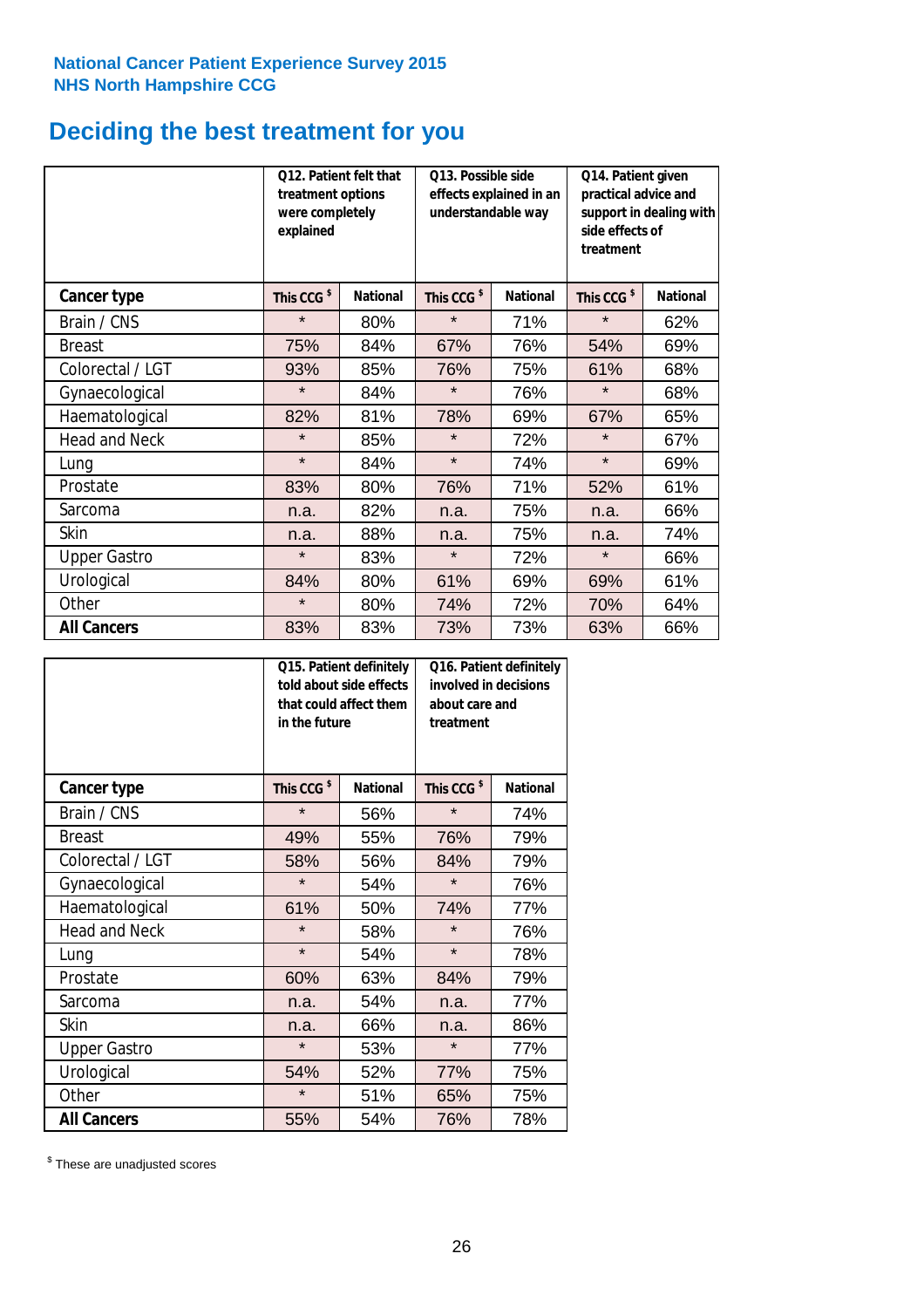National Cancer Patient Experience Survey 2015
NHS North Hampshire CCG

# Deciding the best treatment for you

| | Q12. Patient felt that treatment options were completely explained | | Q13. Possible side effects explained in an understandable way | | Q14. Patient given practical advice and support in dealing with side effects of treatment | |
|---|---|---|---|---|---|---|
| **Cancer type** | **This CCG $** | **National** | **This CCG $** | **National** | **This CCG $** | **National** |
| Brain / CNS | * | 80% | * | 71% | * | 62% |
| Breast | 75% | 84% | 67% | 76% | 54% | 69% |
| Colorectal / LGT | 93% | 85% | 76% | 75% | 61% | 68% |
| Gynaecological | * | 84% | * | 76% | * | 68% |
| Haematological | 82% | 81% | 78% | 69% | 67% | 65% |
| Head and Neck | * | 85% | * | 72% | * | 67% |
| Lung | * | 84% | * | 74% | * | 69% |
| Prostate | 83% | 80% | 76% | 71% | 52% | 61% |
| Sarcoma | n.a. | 82% | n.a. | 75% | n.a. | 66% |
| Skin | n.a. | 88% | n.a. | 75% | n.a. | 74% |
| Upper Gastro | * | 83% | * | 72% | * | 66% |
| Urological | 84% | 80% | 61% | 69% | 69% | 61% |
| Other | * | 80% | 74% | 72% | 70% | 64% |
| **All Cancers** | 83% | 83% | 73% | 73% | 63% | 66% |

| | Q15. Patient definitely told about side effects that could affect them in the future | | Q16. Patient definitely involved in decisions about care and treatment | |
|---|---|---|---|---|
| **Cancer type** | **This CCG $** | **National** | **This CCG $** | **National** |
| Brain / CNS | * | 56% | * | 74% |
| Breast | 49% | 55% | 76% | 79% |
| Colorectal / LGT | 58% | 56% | 84% | 79% |
| Gynaecological | * | 54% | * | 76% |
| Haematological | 61% | 50% | 74% | 77% |
| Head and Neck | * | 58% | * | 76% |
| Lung | * | 54% | * | 78% |
| Prostate | 60% | 63% | 84% | 79% |
| Sarcoma | n.a. | 54% | n.a. | 77% |
| Skin | n.a. | 66% | n.a. | 86% |
| Upper Gastro | * | 53% | * | 77% |
| Urological | 54% | 52% | 77% | 75% |
| Other | * | 51% | 65% | 75% |
| **All Cancers** | 55% | 54% | 76% | 78% |

$ These are unadjusted scores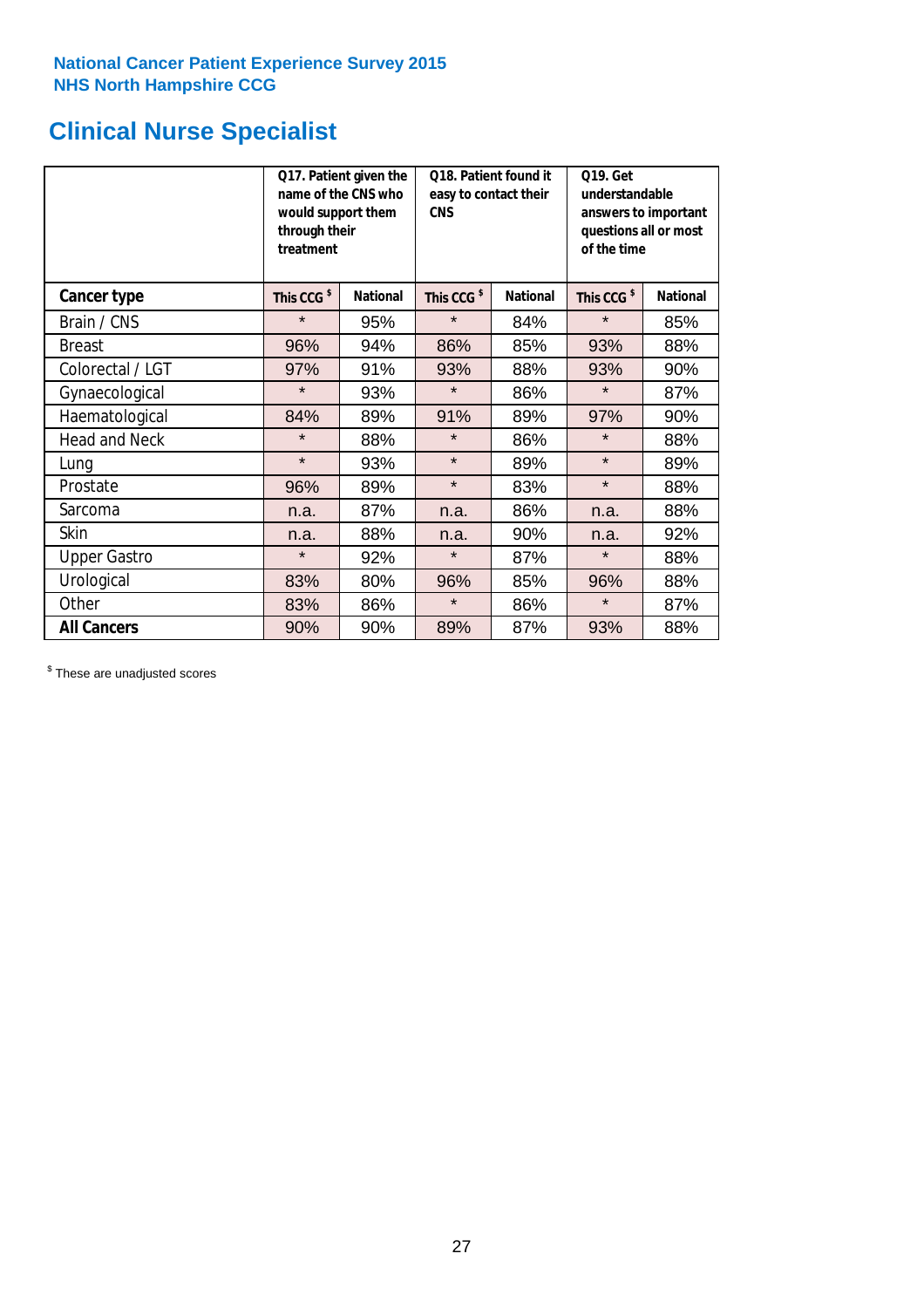National Cancer Patient Experience Survey 2015
NHS North Hampshire CCG

# Clinical Nurse Specialist

| | Q17. Patient given the name of the CNS who would support them through their treatment | | Q18. Patient found it easy to contact their CNS | | Q19. Get understandable answers to important questions all or most of the time | |
|---|---|---|---|---|---|---|
| **Cancer type** | **This CCG $** | **National** | **This CCG $** | **National** | **This CCG $** | **National** |
| Brain / CNS | * | 95% | * | 84% | * | 85% |
| Breast | 96% | 94% | 86% | 85% | 93% | 88% |
| Colorectal / LGT | 97% | 91% | 93% | 88% | 93% | 90% |
| Gynaecological | * | 93% | * | 86% | * | 87% |
| Haematological | 84% | 89% | 91% | 89% | 97% | 90% |
| Head and Neck | * | 88% | * | 86% | * | 88% |
| Lung | * | 93% | * | 89% | * | 89% |
| Prostate | 96% | 89% | * | 83% | * | 88% |
| Sarcoma | n.a. | 87% | n.a. | 86% | n.a. | 88% |
| Skin | n.a. | 88% | n.a. | 90% | n.a. | 92% |
| Upper Gastro | * | 92% | * | 87% | * | 88% |
| Urological | 83% | 80% | 96% | 85% | 96% | 88% |
| Other | 83% | 86% | * | 86% | * | 87% |
| **All Cancers** | 90% | 90% | 89% | 87% | 93% | 88% |

$ These are unadjusted scores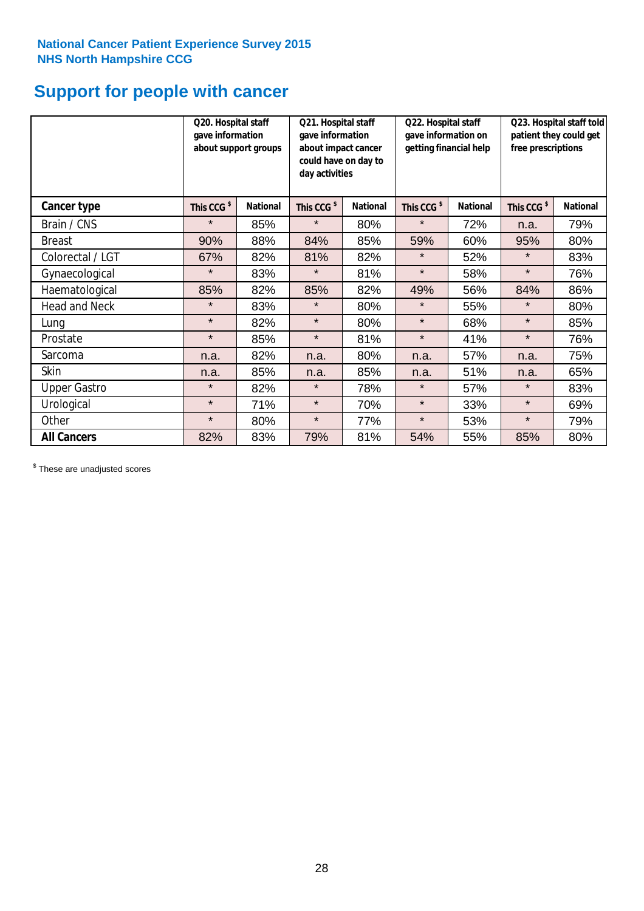**National Cancer Patient Experience Survey 2015**
**NHS North Hampshire CCG**

# Support for people with cancer

| | Q20. Hospital staff gave information about support groups | | Q21. Hospital staff gave information about impact cancer could have on day to day activities | | Q22. Hospital staff gave information on getting financial help | | Q23. Hospital staff told patient they could get free prescriptions | |
|---|---|---|---|---|---|---|---|---|
| **Cancer type** | **This CCG $** | **National** | **This CCG $** | **National** | **This CCG $** | **National** | **This CCG $** | **National** |
| Brain / CNS | * | 85% | * | 80% | * | 72% | n.a. | 79% |
| Breast | 90% | 88% | 84% | 85% | 59% | 60% | 95% | 80% |
| Colorectal / LGT | 67% | 82% | 81% | 82% | * | 52% | * | 83% |
| Gynaecological | * | 83% | * | 81% | * | 58% | * | 76% |
| Haematological | 85% | 82% | 85% | 82% | 49% | 56% | 84% | 86% |
| Head and Neck | * | 83% | * | 80% | * | 55% | * | 80% |
| Lung | * | 82% | * | 80% | * | 68% | * | 85% |
| Prostate | * | 85% | * | 81% | * | 41% | * | 76% |
| Sarcoma | n.a. | 82% | n.a. | 80% | n.a. | 57% | n.a. | 75% |
| Skin | n.a. | 85% | n.a. | 85% | n.a. | 51% | n.a. | 65% |
| Upper Gastro | * | 82% | * | 78% | * | 57% | * | 83% |
| Urological | * | 71% | * | 70% | * | 33% | * | 69% |
| Other | * | 80% | * | 77% | * | 53% | * | 79% |
| **All Cancers** | 82% | 83% | 79% | 81% | 54% | 55% | 85% | 80% |

$ These are unadjusted scores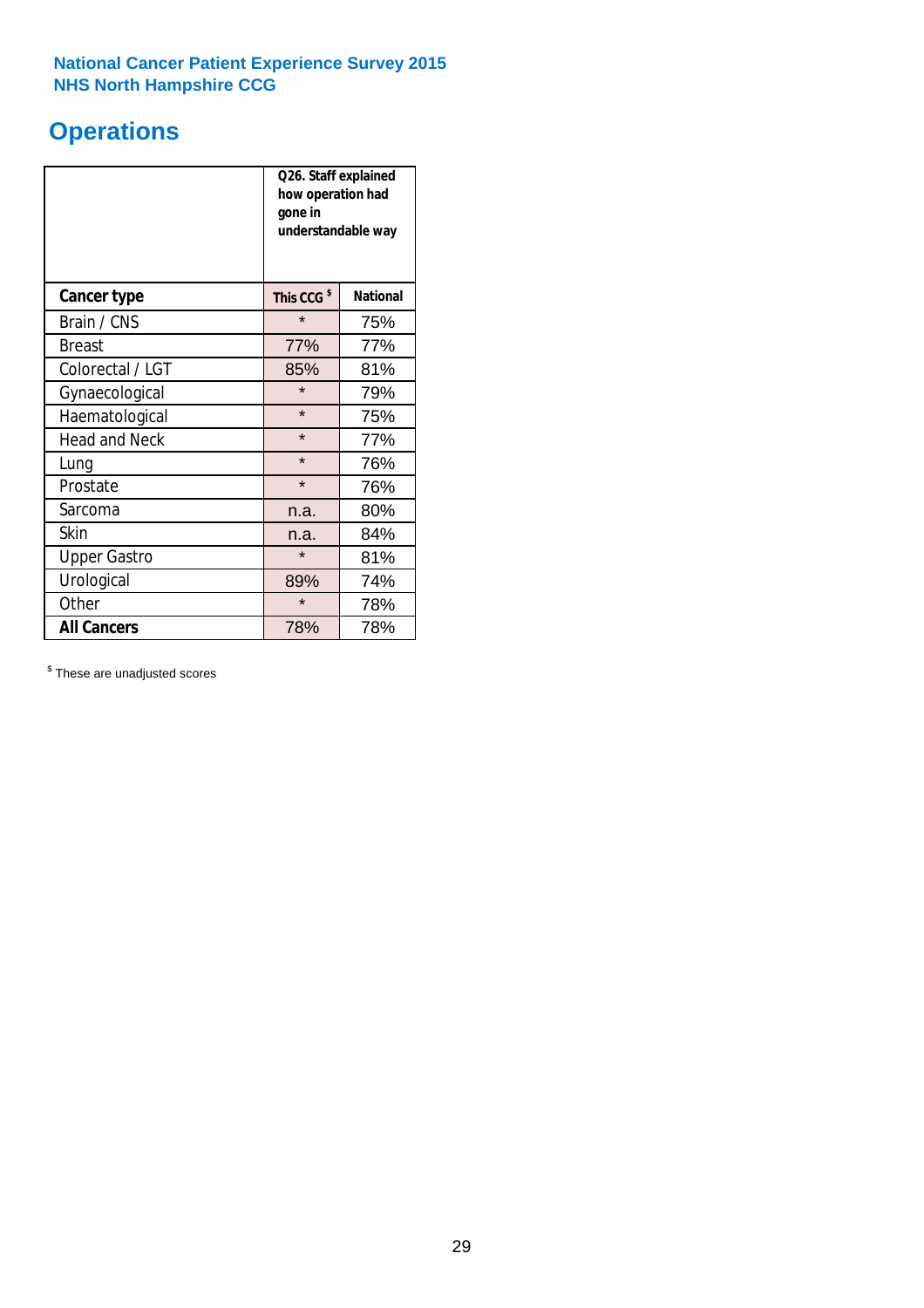National Cancer Patient Experience Survey 2015
NHS North Hampshire CCG

# Operations

| | Q26. Staff explained how operation had gone in understandable way | |
|---|---|---|
| **Cancer type** | **This CCG** [$] | **National** |
| Brain / CNS | * | 75% |
| Breast | 77% | 77% |
| Colorectal / LGT | 85% | 81% |
| Gynaecological | * | 79% |
| Haematological | * | 75% |
| Head and Neck | * | 77% |
| Lung | * | 76% |
| Prostate | * | 76% |
| Sarcoma | n.a. | 80% |
| Skin | n.a. | 84% |
| Upper Gastro | * | 81% |
| Urological | 89% | 74% |
| Other | * | 78% |
| **All Cancers** | 78% | 78% |

[$] These are unadjusted scores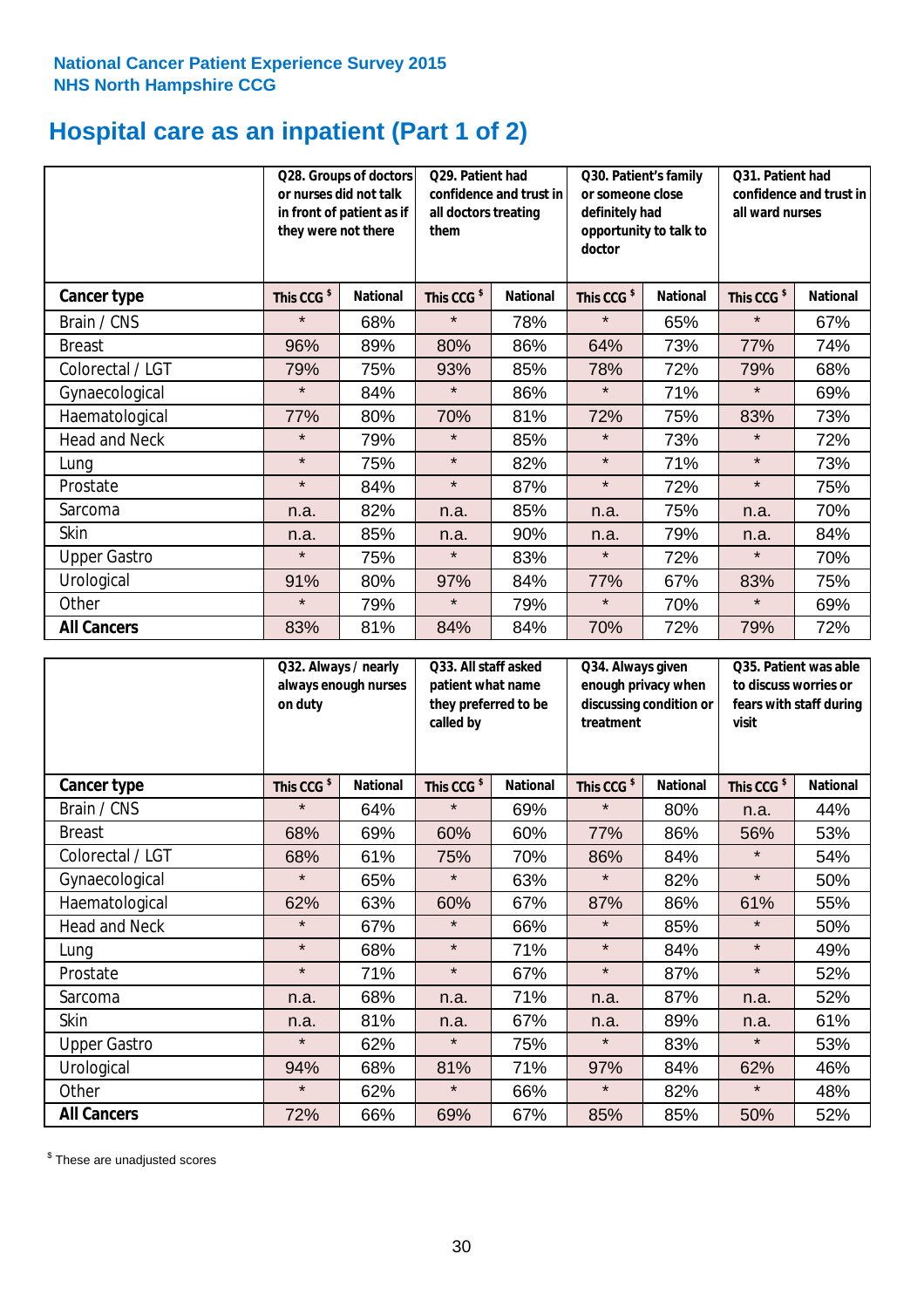National Cancer Patient Experience Survey 2015
NHS North Hampshire CCG

# Hospital care as an inpatient (Part 1 of 2)

| | Q28. Groups of doctors or nurses did not talk in front of patient as if they were not there | | Q29. Patient had confidence and trust in all doctors treating them | | Q30. Patient's family or someone close definitely had opportunity to talk to doctor | | Q31. Patient had confidence and trust in all ward nurses | |
|---|---|---|---|---|---|---|---|---|
| **Cancer type** | This CCG $ | National | This CCG $ | National | This CCG $ | National | This CCG $ | National |
| Brain / CNS | * | 68% | * | 78% | * | 65% | * | 67% |
| Breast | 96% | 89% | 80% | 86% | 64% | 73% | 77% | 74% |
| Colorectal / LGT | 79% | 75% | 93% | 85% | 78% | 72% | 79% | 68% |
| Gynaecological | * | 84% | * | 86% | * | 71% | * | 69% |
| Haematological | 77% | 80% | 70% | 81% | 72% | 75% | 83% | 73% |
| Head and Neck | * | 79% | * | 85% | * | 73% | * | 72% |
| Lung | * | 75% | * | 82% | * | 71% | * | 73% |
| Prostate | * | 84% | * | 87% | * | 72% | * | 75% |
| Sarcoma | n.a. | 82% | n.a. | 85% | n.a. | 75% | n.a. | 70% |
| Skin | n.a. | 85% | n.a. | 90% | n.a. | 79% | n.a. | 84% |
| Upper Gastro | * | 75% | * | 83% | * | 72% | * | 70% |
| Urological | 91% | 80% | 97% | 84% | 77% | 67% | 83% | 75% |
| Other | * | 79% | * | 79% | * | 70% | * | 69% |
| **All Cancers** | 83% | 81% | 84% | 84% | 70% | 72% | 79% | 72% |

| | Q32. Always / nearly always enough nurses on duty | | Q33. All staff asked patient what name they preferred to be called by | | Q34. Always given enough privacy when discussing condition or treatment | | Q35. Patient was able to discuss worries or fears with staff during visit | |
|---|---|---|---|---|---|---|---|---|
| **Cancer type** | This CCG $ | National | This CCG $ | National | This CCG $ | National | This CCG $ | National |
| Brain / CNS | * | 64% | * | 69% | * | 80% | n.a. | 44% |
| Breast | 68% | 69% | 60% | 60% | 77% | 86% | 56% | 53% |
| Colorectal / LGT | 68% | 61% | 75% | 70% | 86% | 84% | * | 54% |
| Gynaecological | * | 65% | * | 63% | * | 82% | * | 50% |
| Haematological | 62% | 63% | 60% | 67% | 87% | 86% | 61% | 55% |
| Head and Neck | * | 67% | * | 66% | * | 85% | * | 50% |
| Lung | * | 68% | * | 71% | * | 84% | * | 49% |
| Prostate | * | 71% | * | 67% | * | 87% | * | 52% |
| Sarcoma | n.a. | 68% | n.a. | 71% | n.a. | 87% | n.a. | 52% |
| Skin | n.a. | 81% | n.a. | 67% | n.a. | 89% | n.a. | 61% |
| Upper Gastro | * | 62% | * | 75% | * | 83% | * | 53% |
| Urological | 94% | 68% | 81% | 71% | 97% | 84% | 62% | 46% |
| Other | * | 62% | * | 66% | * | 82% | * | 48% |
| **All Cancers** | 72% | 66% | 69% | 67% | 85% | 85% | 50% | 52% |

$ These are unadjusted scores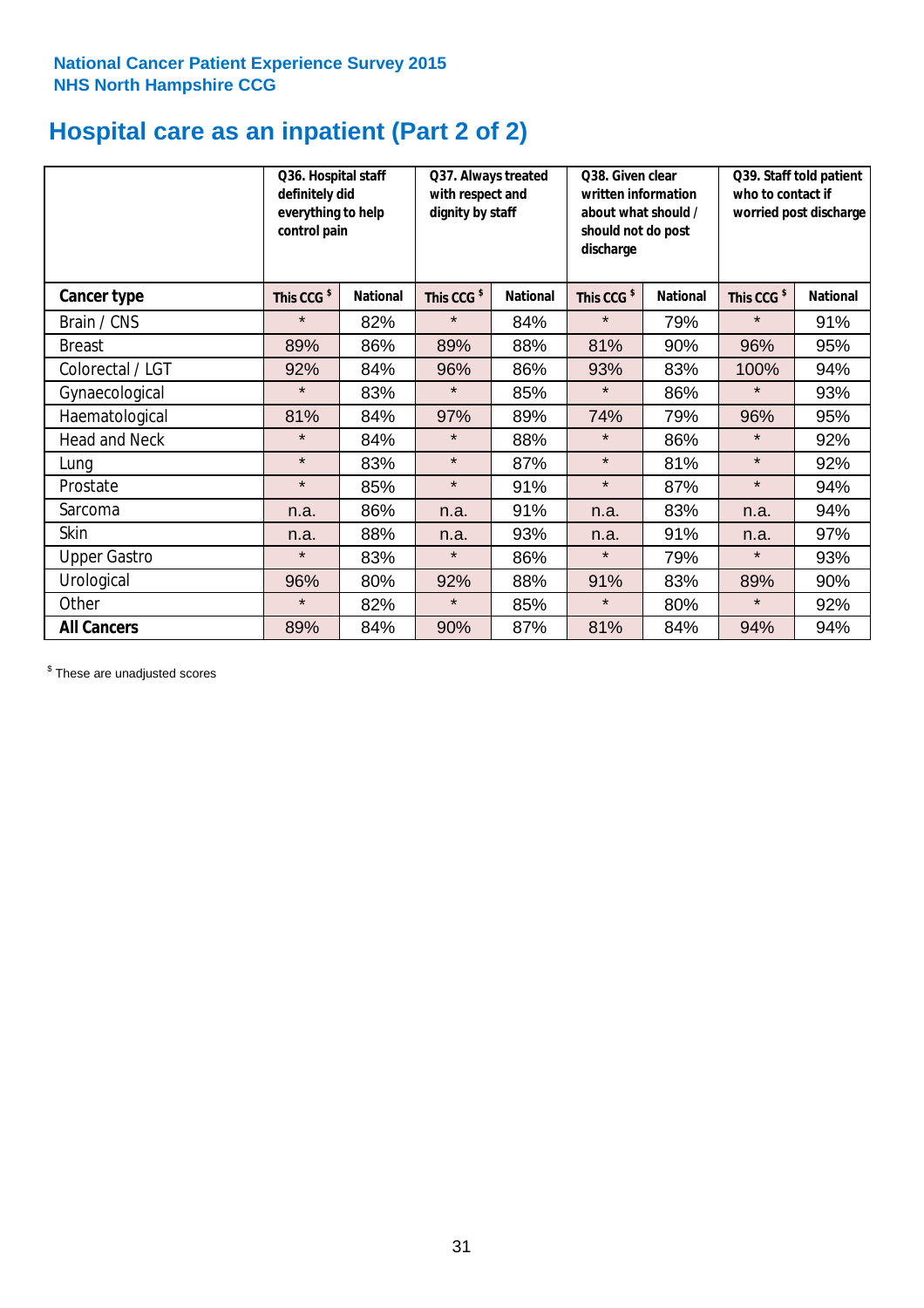**National Cancer Patient Experience Survey 2015**
**NHS North Hampshire CCG**

# Hospital care as an inpatient (Part 2 of 2)

| | Q36. Hospital staff definitely did everything to help control pain | | Q37. Always treated with respect and dignity by staff | | Q38. Given clear written information about what should / should not do post discharge | | Q39. Staff told patient who to contact if worried post discharge | |
|---|---|---|---|---|---|---|---|---|
| **Cancer type** | **This CCG $** | **National** | **This CCG $** | **National** | **This CCG $** | **National** | **This CCG $** | **National** |
| Brain / CNS | * | 82% | * | 84% | * | 79% | * | 91% |
| Breast | 89% | 86% | 89% | 88% | 81% | 90% | 96% | 95% |
| Colorectal / LGT | 92% | 84% | 96% | 86% | 93% | 83% | 100% | 94% |
| Gynaecological | * | 83% | * | 85% | * | 86% | * | 93% |
| Haematological | 81% | 84% | 97% | 89% | 74% | 79% | 96% | 95% |
| Head and Neck | * | 84% | * | 88% | * | 86% | * | 92% |
| Lung | * | 83% | * | 87% | * | 81% | * | 92% |
| Prostate | * | 85% | * | 91% | * | 87% | * | 94% |
| Sarcoma | n.a. | 86% | n.a. | 91% | n.a. | 83% | n.a. | 94% |
| Skin | n.a. | 88% | n.a. | 93% | n.a. | 91% | n.a. | 97% |
| Upper Gastro | * | 83% | * | 86% | * | 79% | * | 93% |
| Urological | 96% | 80% | 92% | 88% | 91% | 83% | 89% | 90% |
| Other | * | 82% | * | 85% | * | 80% | * | 92% |
| **All Cancers** | 89% | 84% | 90% | 87% | 81% | 84% | 94% | 94% |

$ These are unadjusted scores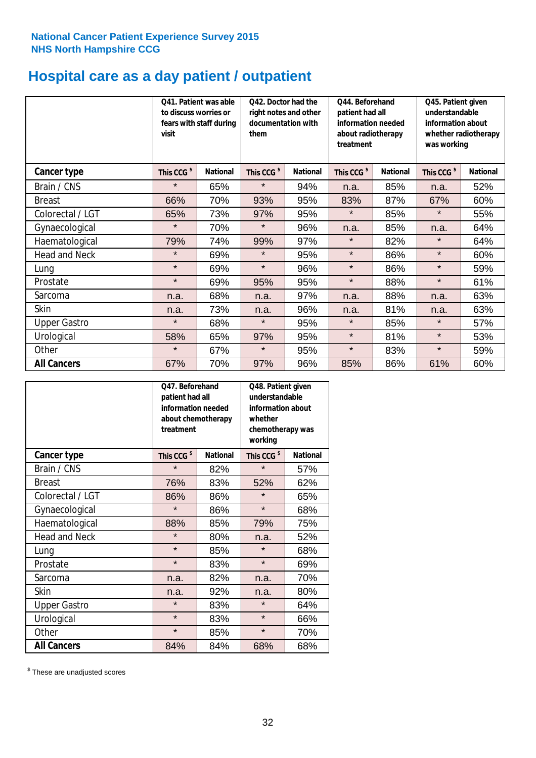National Cancer Patient Experience Survey 2015
NHS North Hampshire CCG

# Hospital care as a day patient / outpatient

| | Q41. Patient was able to discuss worries or fears with staff during visit | | Q42. Doctor had the right notes and other documentation with them | | Q44. Beforehand patient had all information needed about radiotherapy treatment | | Q45. Patient given understandable information about whether radiotherapy was working | |
|---|---|---|---|---|---|---|---|---|
| **Cancer type** | This CCG $ | National | This CCG $ | National | This CCG $ | National | This CCG $ | National |
| Brain / CNS | * | 65% | * | 94% | n.a. | 85% | n.a. | 52% |
| Breast | 66% | 70% | 93% | 95% | 83% | 87% | 67% | 60% |
| Colorectal / LGT | 65% | 73% | 97% | 95% | * | 85% | * | 55% |
| Gynaecological | * | 70% | * | 96% | n.a. | 85% | n.a. | 64% |
| Haematological | 79% | 74% | 99% | 97% | * | 82% | * | 64% |
| Head and Neck | * | 69% | * | 95% | * | 86% | * | 60% |
| Lung | * | 69% | * | 96% | * | 86% | * | 59% |
| Prostate | * | 69% | 95% | 95% | * | 88% | * | 61% |
| Sarcoma | n.a. | 68% | n.a. | 97% | n.a. | 88% | n.a. | 63% |
| Skin | n.a. | 73% | n.a. | 96% | n.a. | 81% | n.a. | 63% |
| Upper Gastro | * | 68% | * | 95% | * | 85% | * | 57% |
| Urological | 58% | 65% | 97% | 95% | * | 81% | * | 53% |
| Other | * | 67% | * | 95% | * | 83% | * | 59% |
| **All Cancers** | 67% | 70% | 97% | 96% | 85% | 86% | 61% | 60% |

| | Q47. Beforehand patient had all information needed about chemotherapy treatment | | Q48. Patient given understandable information about whether chemotherapy was working | |
|---|---|---|---|---|
| **Cancer type** | This CCG $ | National | This CCG $ | National |
| Brain / CNS | * | 82% | * | 57% |
| Breast | 76% | 83% | 52% | 62% |
| Colorectal / LGT | 86% | 86% | * | 65% |
| Gynaecological | * | 86% | * | 68% |
| Haematological | 88% | 85% | 79% | 75% |
| Head and Neck | * | 80% | n.a. | 52% |
| Lung | * | 85% | * | 68% |
| Prostate | * | 83% | * | 69% |
| Sarcoma | n.a. | 82% | n.a. | 70% |
| Skin | n.a. | 92% | n.a. | 80% |
| Upper Gastro | * | 83% | * | 64% |
| Urological | * | 83% | * | 66% |
| Other | * | 85% | * | 70% |
| **All Cancers** | 84% | 84% | 68% | 68% |

$ These are unadjusted scores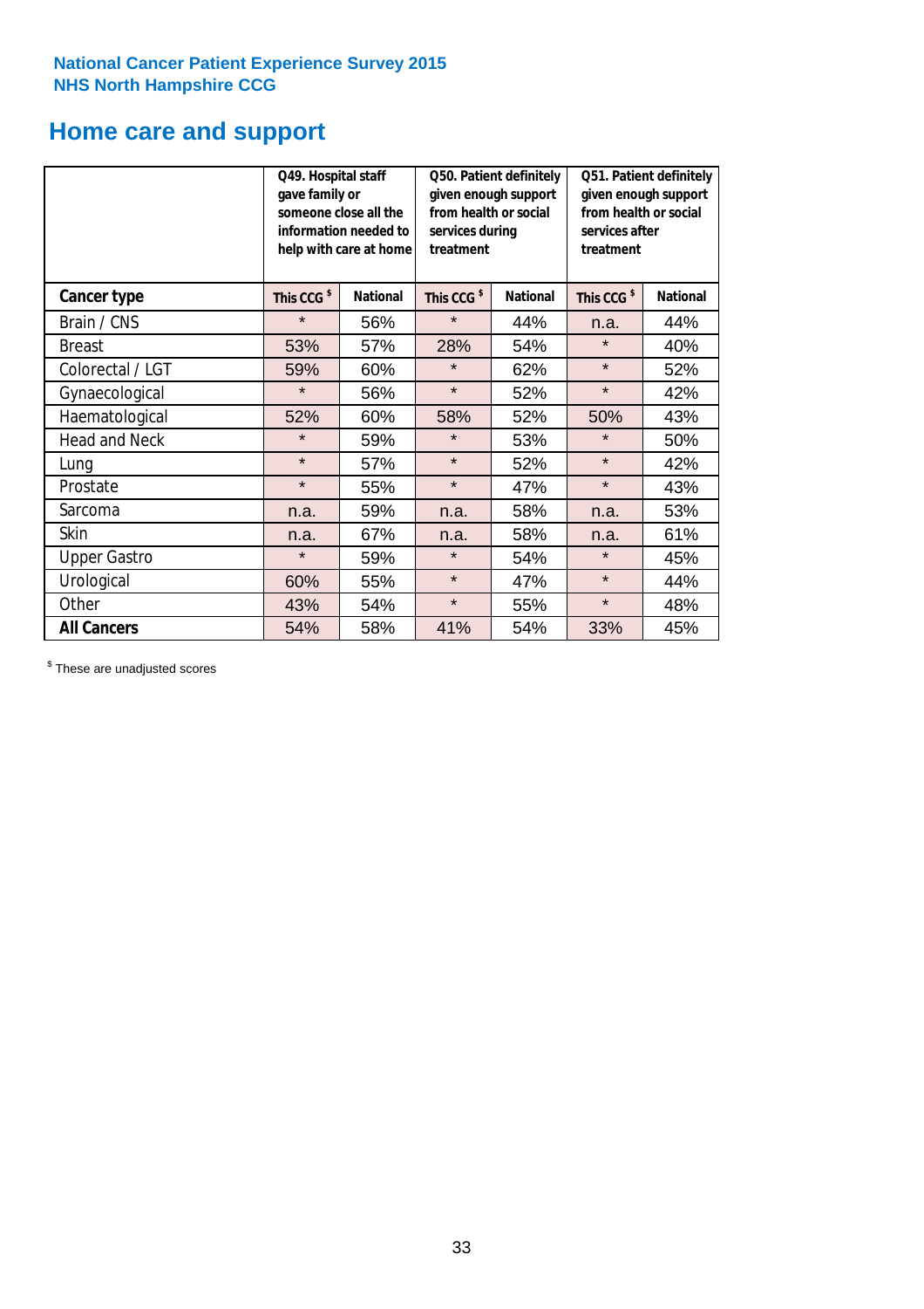National Cancer Patient Experience Survey 2015
NHS North Hampshire CCG

# Home care and support

| | Q49. Hospital staff gave family or someone close all the information needed to help with care at home | | Q50. Patient definitely given enough support from health or social services during treatment | | Q51. Patient definitely given enough support from health or social services after treatment | |
|---|---|---|---|---|---|---|
| **Cancer type** | This CCG $ | National | This CCG $ | National | This CCG $ | National |
| Brain / CNS | * | 56% | * | 44% | n.a. | 44% |
| Breast | 53% | 57% | 28% | 54% | * | 40% |
| Colorectal / LGT | 59% | 60% | * | 62% | * | 52% |
| Gynaecological | * | 56% | * | 52% | * | 42% |
| Haematological | 52% | 60% | 58% | 52% | 50% | 43% |
| Head and Neck | * | 59% | * | 53% | * | 50% |
| Lung | * | 57% | * | 52% | * | 42% |
| Prostate | * | 55% | * | 47% | * | 43% |
| Sarcoma | n.a. | 59% | n.a. | 58% | n.a. | 53% |
| Skin | n.a. | 67% | n.a. | 58% | n.a. | 61% |
| Upper Gastro | * | 59% | * | 54% | * | 45% |
| Urological | 60% | 55% | * | 47% | * | 44% |
| Other | 43% | 54% | * | 55% | * | 48% |
| **All Cancers** | 54% | 58% | 41% | 54% | 33% | 45% |

$ These are unadjusted scores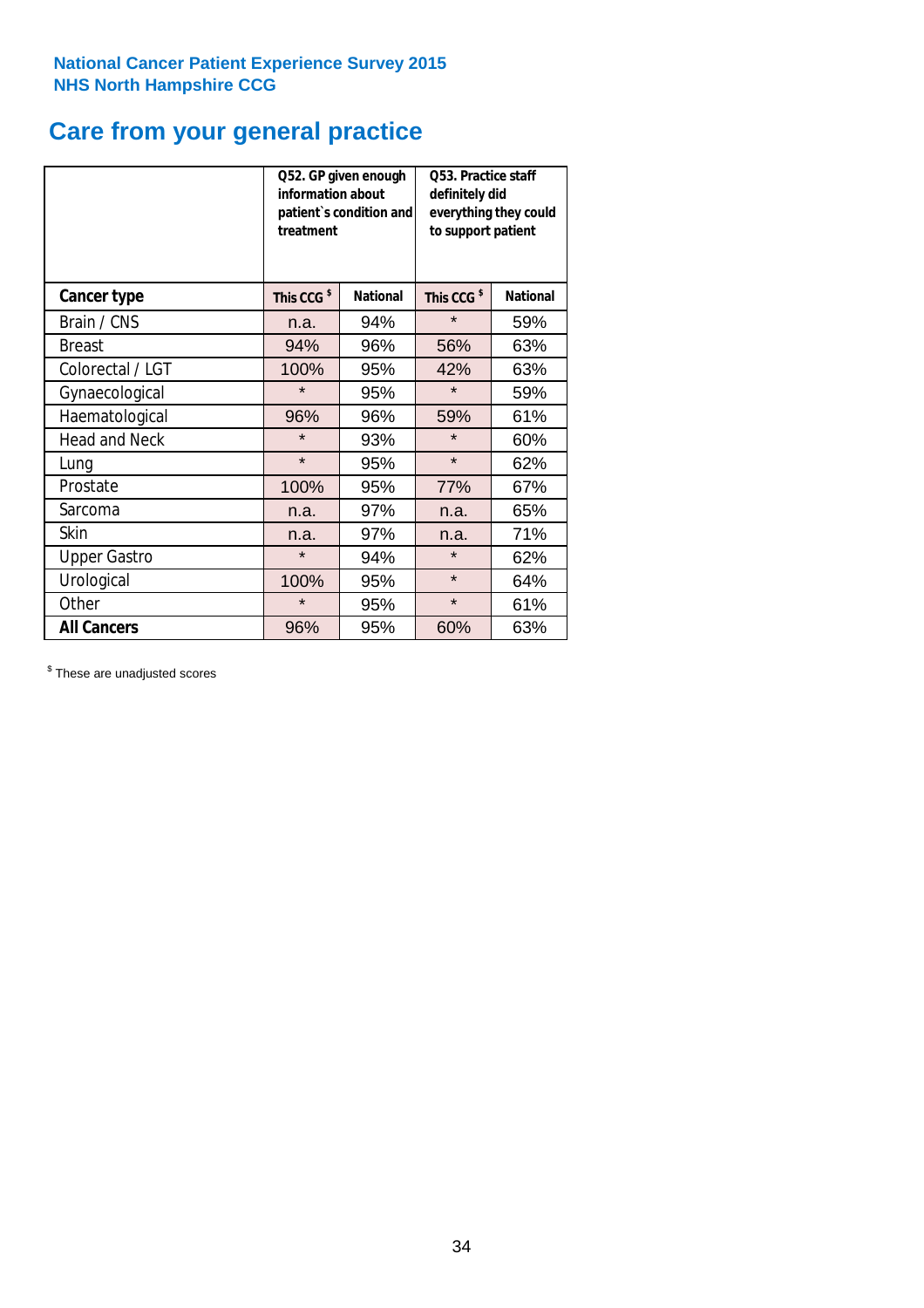National Cancer Patient Experience Survey 2015
NHS North Hampshire CCG

# Care from your general practice

| | Q52. GP given enough information about patient`s condition and treatment | | Q53. Practice staff definitely did everything they could to support patient | |
|---|---|---|---|---|
| **Cancer type** | **This CCG $** | **National** | **This CCG $** | **National** |
| Brain / CNS | n.a. | 94% | * | 59% |
| Breast | 94% | 96% | 56% | 63% |
| Colorectal / LGT | 100% | 95% | 42% | 63% |
| Gynaecological | * | 95% | * | 59% |
| Haematological | 96% | 96% | 59% | 61% |
| Head and Neck | * | 93% | * | 60% |
| Lung | * | 95% | * | 62% |
| Prostate | 100% | 95% | 77% | 67% |
| Sarcoma | n.a. | 97% | n.a. | 65% |
| Skin | n.a. | 97% | n.a. | 71% |
| Upper Gastro | * | 94% | * | 62% |
| Urological | 100% | 95% | * | 64% |
| Other | * | 95% | * | 61% |
| **All Cancers** | 96% | 95% | 60% | 63% |

$ These are unadjusted scores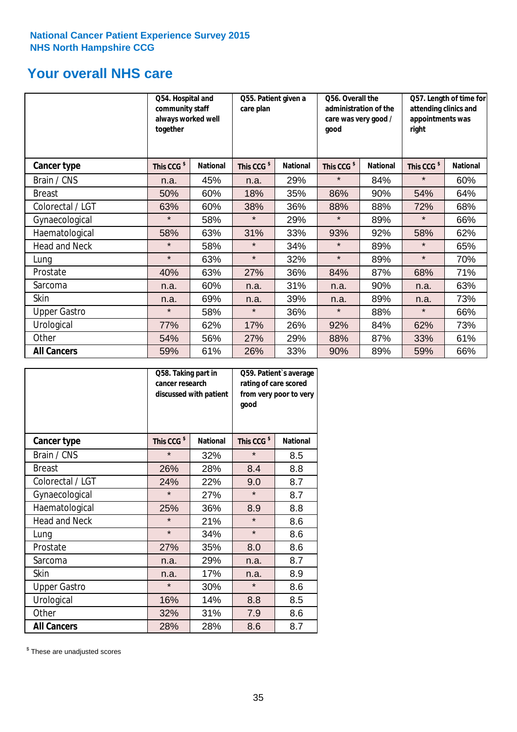National Cancer Patient Experience Survey 2015
NHS North Hampshire CCG

# Your overall NHS care

| | Q54. Hospital and community staff always worked well together | | Q55. Patient given a care plan | | Q56. Overall the administration of the care was very good / good | | Q57. Length of time for attending clinics and appointments was right | |
|---|---|---|---|---|---|---|---|---|
| **Cancer type** | **This CCG $** | **National** | **This CCG $** | **National** | **This CCG $** | **National** | **This CCG $** | **National** |
| Brain / CNS | n.a. | 45% | n.a. | 29% | * | 84% | * | 60% |
| Breast | 50% | 60% | 18% | 35% | 86% | 90% | 54% | 64% |
| Colorectal / LGT | 63% | 60% | 38% | 36% | 88% | 88% | 72% | 68% |
| Gynaecological | * | 58% | * | 29% | * | 89% | * | 66% |
| Haematological | 58% | 63% | 31% | 33% | 93% | 92% | 58% | 62% |
| Head and Neck | * | 58% | * | 34% | * | 89% | * | 65% |
| Lung | * | 63% | * | 32% | * | 89% | * | 70% |
| Prostate | 40% | 63% | 27% | 36% | 84% | 87% | 68% | 71% |
| Sarcoma | n.a. | 60% | n.a. | 31% | n.a. | 90% | n.a. | 63% |
| Skin | n.a. | 69% | n.a. | 39% | n.a. | 89% | n.a. | 73% |
| Upper Gastro | * | 58% | * | 36% | * | 88% | * | 66% |
| Urological | 77% | 62% | 17% | 26% | 92% | 84% | 62% | 73% |
| Other | 54% | 56% | 27% | 29% | 88% | 87% | 33% | 61% |
| **All Cancers** | 59% | 61% | 26% | 33% | 90% | 89% | 59% | 66% |

| | Q58. Taking part in cancer research discussed with patient | | Q59. Patient's average rating of care scored from very poor to very good | |
|---|---|---|---|---|
| **Cancer type** | **This CCG $** | **National** | **This CCG $** | **National** |
| Brain / CNS | * | 32% | * | 8.5 |
| Breast | 26% | 28% | 8.4 | 8.8 |
| Colorectal / LGT | 24% | 22% | 9.0 | 8.7 |
| Gynaecological | * | 27% | * | 8.7 |
| Haematological | 25% | 36% | 8.9 | 8.8 |
| Head and Neck | * | 21% | * | 8.6 |
| Lung | * | 34% | * | 8.6 |
| Prostate | 27% | 35% | 8.0 | 8.6 |
| Sarcoma | n.a. | 29% | n.a. | 8.7 |
| Skin | n.a. | 17% | n.a. | 8.9 |
| Upper Gastro | * | 30% | * | 8.6 |
| Urological | 16% | 14% | 8.8 | 8.5 |
| Other | 32% | 31% | 7.9 | 8.6 |
| **All Cancers** | 28% | 28% | 8.6 | 8.7 |

$ These are unadjusted scores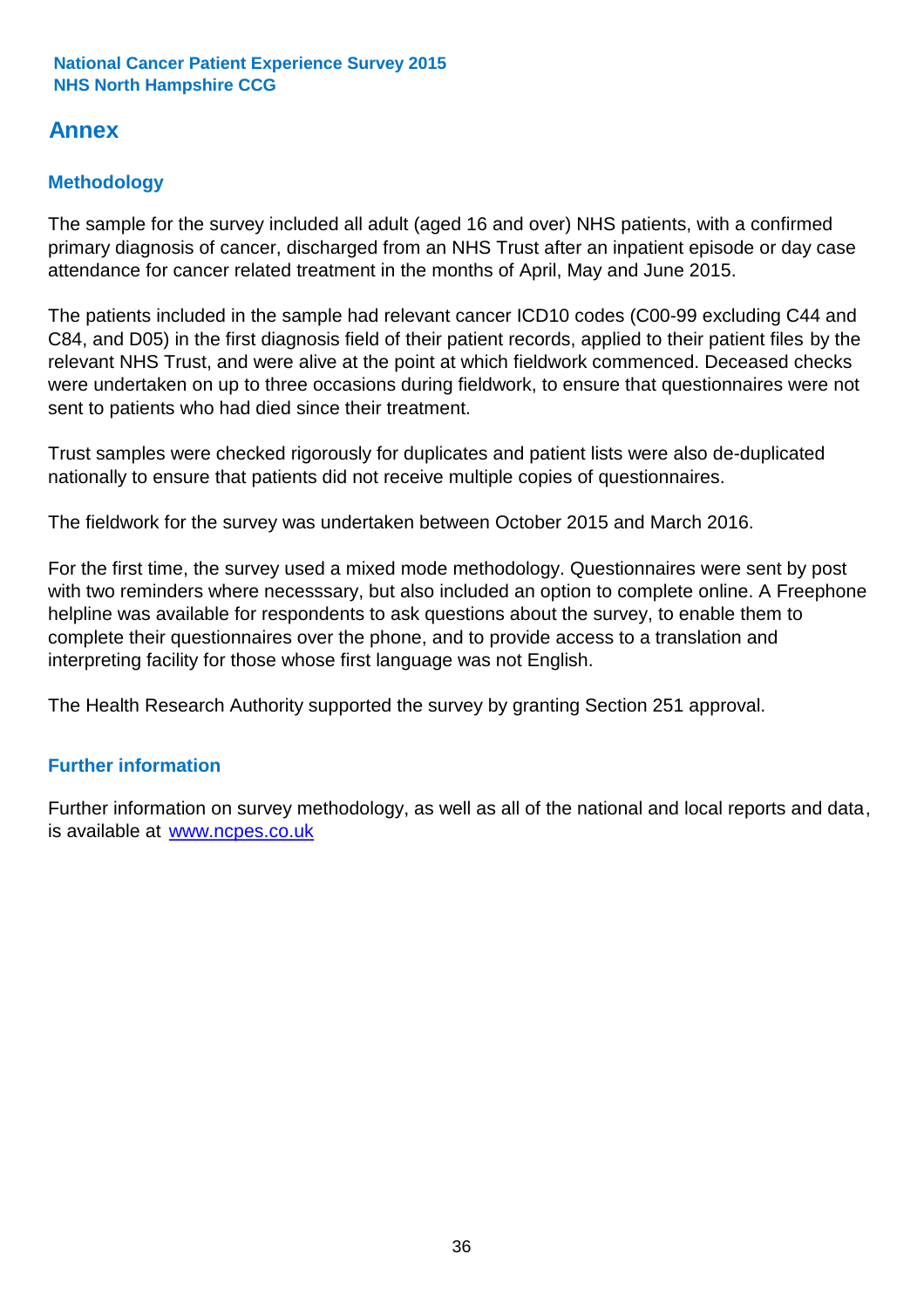National Cancer Patient Experience Survey 2015
NHS North Hampshire CCG

# Annex

## Methodology

The sample for the survey included all adult (aged 16 and over) NHS patients, with a confirmed primary diagnosis of cancer, discharged from an NHS Trust after an inpatient episode or day case attendance for cancer related treatment in the months of April, May and June 2015.

The patients included in the sample had relevant cancer ICD10 codes (C00-99 excluding C44 and C84, and D05) in the first diagnosis field of their patient records, applied to their patient files by the relevant NHS Trust, and were alive at the point at which fieldwork commenced. Deceased checks were undertaken on up to three occasions during fieldwork, to ensure that questionnaires were not sent to patients who had died since their treatment.

Trust samples were checked rigorously for duplicates and patient lists were also de-duplicated nationally to ensure that patients did not receive multiple copies of questionnaires.

The fieldwork for the survey was undertaken between October 2015 and March 2016.

For the first time, the survey used a mixed mode methodology. Questionnaires were sent by post with two reminders where necesssary, but also included an option to complete online. A Freephone helpline was available for respondents to ask questions about the survey, to enable them to complete their questionnaires over the phone, and to provide access to a translation and interpreting facility for those whose first language was not English.

The Health Research Authority supported the survey by granting Section 251 approval.

## Further information

Further information on survey methodology, as well as all of the national and local reports and data, is available at [www.ncpes.co.uk](http://www.ncpes.co.uk)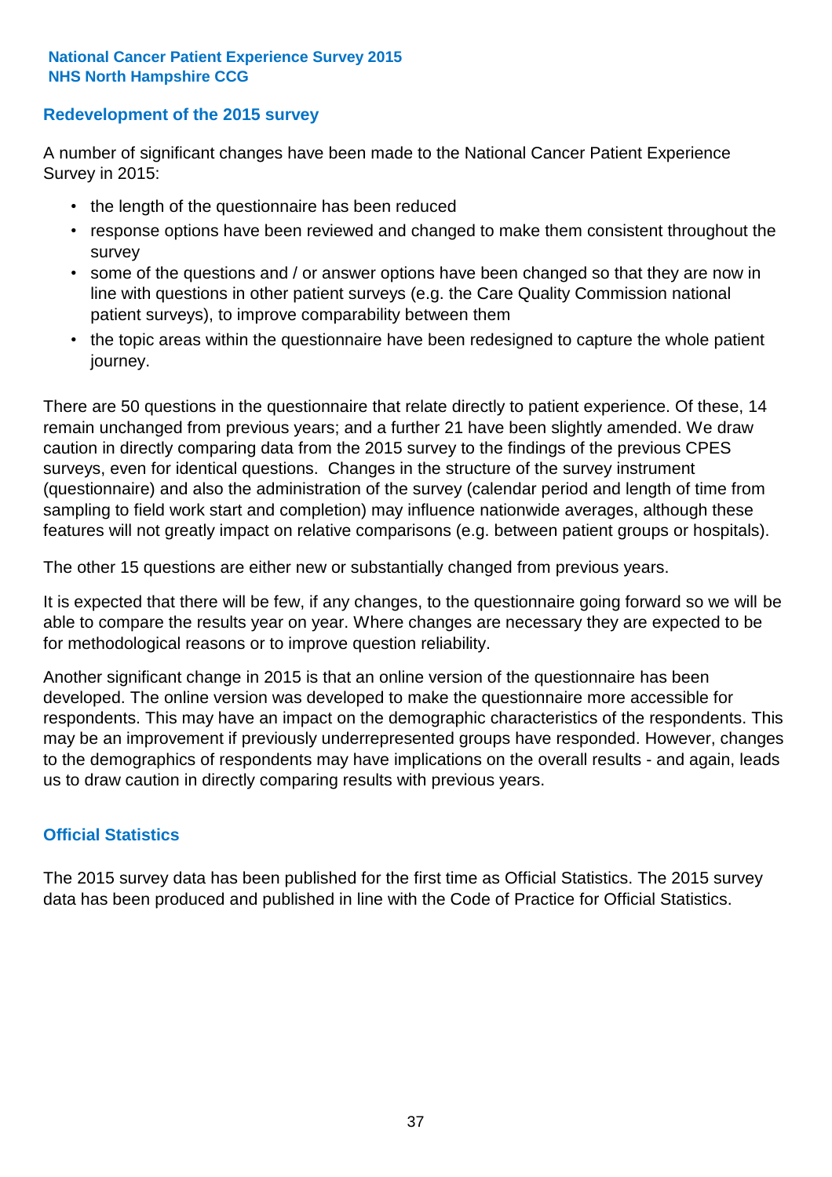## Redevelopment of the 2015 survey

A number of significant changes have been made to the National Cancer Patient Experience Survey in 2015:

- the length of the questionnaire has been reduced
- response options have been reviewed and changed to make them consistent throughout the survey
- some of the questions and / or answer options have been changed so that they are now in line with questions in other patient surveys (e.g. the Care Quality Commission national patient surveys), to improve comparability between them
- the topic areas within the questionnaire have been redesigned to capture the whole patient journey.

There are 50 questions in the questionnaire that relate directly to patient experience. Of these, 14 remain unchanged from previous years; and a further 21 have been slightly amended. We draw caution in directly comparing data from the 2015 survey to the findings of the previous CPES surveys, even for identical questions. Changes in the structure of the survey instrument (questionnaire) and also the administration of the survey (calendar period and length of time from sampling to field work start and completion) may influence nationwide averages, although these features will not greatly impact on relative comparisons (e.g. between patient groups or hospitals).

The other 15 questions are either new or substantially changed from previous years.

It is expected that there will be few, if any changes, to the questionnaire going forward so we will be able to compare the results year on year. Where changes are necessary they are expected to be for methodological reasons or to improve question reliability.

Another significant change in 2015 is that an online version of the questionnaire has been developed. The online version was developed to make the questionnaire more accessible for respondents. This may have an impact on the demographic characteristics of the respondents. This may be an improvement if previously underrepresented groups have responded. However, changes to the demographics of respondents may have implications on the overall results - and again, leads us to draw caution in directly comparing results with previous years.

## Official Statistics

The 2015 survey data has been published for the first time as Official Statistics. The 2015 survey data has been produced and published in line with the Code of Practice for Official Statistics.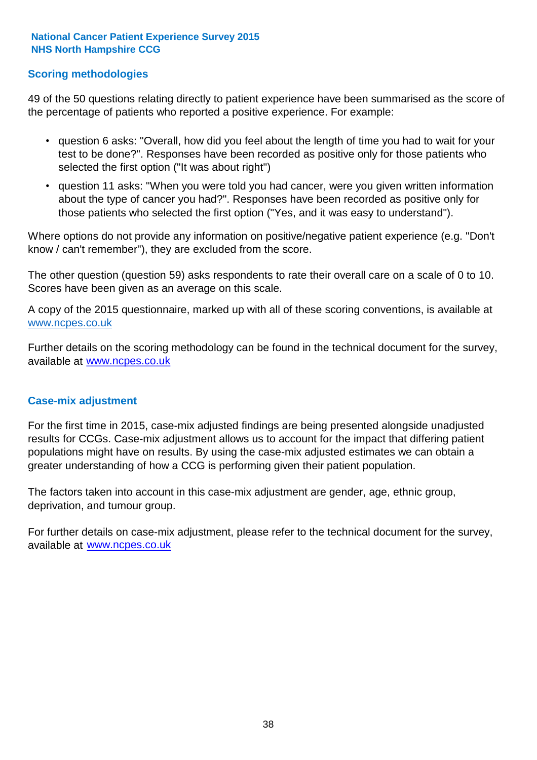## Scoring methodologies

49 of the 50 questions relating directly to patient experience have been summarised as the score of the percentage of patients who reported a positive experience. For example:

- question 6 asks: "Overall, how did you feel about the length of time you had to wait for your test to be done?". Responses have been recorded as positive only for those patients who selected the first option ("It was about right")
- question 11 asks: "When you were told you had cancer, were you given written information about the type of cancer you had?". Responses have been recorded as positive only for those patients who selected the first option ("Yes, and it was easy to understand").

Where options do not provide any information on positive/negative patient experience (e.g. "Don't know / can't remember"), they are excluded from the score.

The other question (question 59) asks respondents to rate their overall care on a scale of 0 to 10. Scores have been given as an average on this scale.

A copy of the 2015 questionnaire, marked up with all of these scoring conventions, is available at www.ncpes.co.uk

Further details on the scoring methodology can be found in the technical document for the survey, available at www.ncpes.co.uk

## Case-mix adjustment

For the first time in 2015, case-mix adjusted findings are being presented alongside unadjusted results for CCGs. Case-mix adjustment allows us to account for the impact that differing patient populations might have on results. By using the case-mix adjusted estimates we can obtain a greater understanding of how a CCG is performing given their patient population.

The factors taken into account in this case-mix adjustment are gender, age, ethnic group, deprivation, and tumour group.

For further details on case-mix adjustment, please refer to the technical document for the survey, available at www.ncpes.co.uk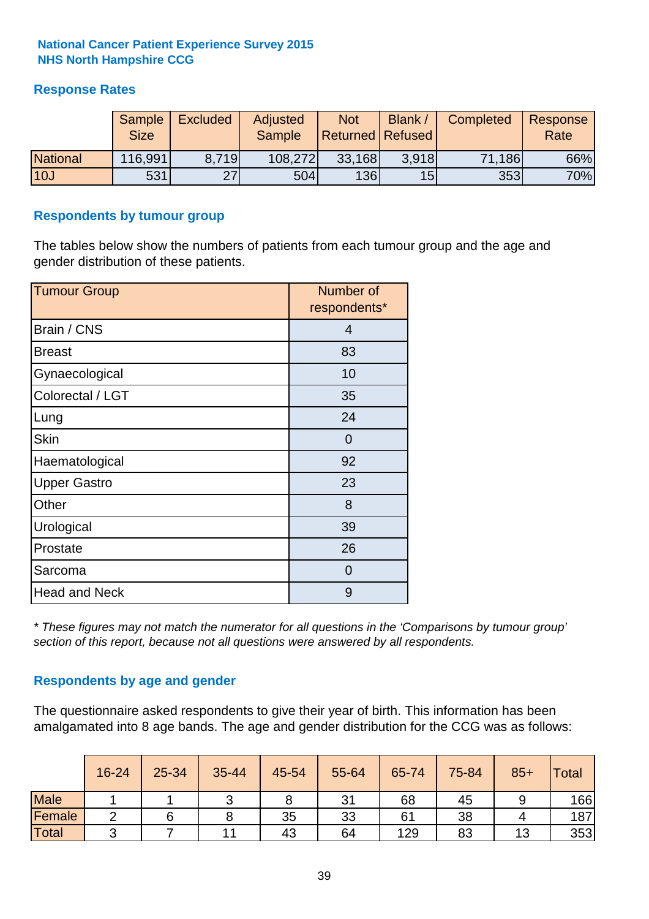**National Cancer Patient Experience Survey 2015**
**NHS North Hampshire CCG**

## Response Rates

| | Sample Size | Excluded | Adjusted Sample | Not Returned | Blank / Refused | Completed | Response Rate |
|---|---|---|---|---|---|---|---|
| National | 116,991 | 8,719 | 108,272 | 33,168 | 3,918 | 71,186 | 66% |
| 10J | 531 | 27 | 504 | 136 | 15 | 353 | 70% |

## Respondents by tumour group

The tables below show the numbers of patients from each tumour group and the age and gender distribution of these patients.

| Tumour Group | Number of respondents* |
|---|---|
| Brain / CNS | 4 |
| Breast | 83 |
| Gynaecological | 10 |
| Colorectal / LGT | 35 |
| Lung | 24 |
| Skin | 0 |
| Haematological | 92 |
| Upper Gastro | 23 |
| Other | 8 |
| Urological | 39 |
| Prostate | 26 |
| Sarcoma | 0 |
| Head and Neck | 9 |

*\* These figures may not match the numerator for all questions in the 'Comparisons by tumour group' section of this report, because not all questions were answered by all respondents.*

## Respondents by age and gender

The questionnaire asked respondents to give their year of birth. This information has been amalgamated into 8 age bands. The age and gender distribution for the CCG was as follows:

| | 16-24 | 25-34 | 35-44 | 45-54 | 55-64 | 65-74 | 75-84 | 85+ | Total |
|---|---|---|---|---|---|---|---|---|---|
| Male | 1 | 1 | 3 | 8 | 31 | 68 | 45 | 9 | 166 |
| Female | 2 | 6 | 8 | 35 | 33 | 61 | 38 | 4 | 187 |
| Total | 3 | 7 | 11 | 43 | 64 | 129 | 83 | 13 | 353 |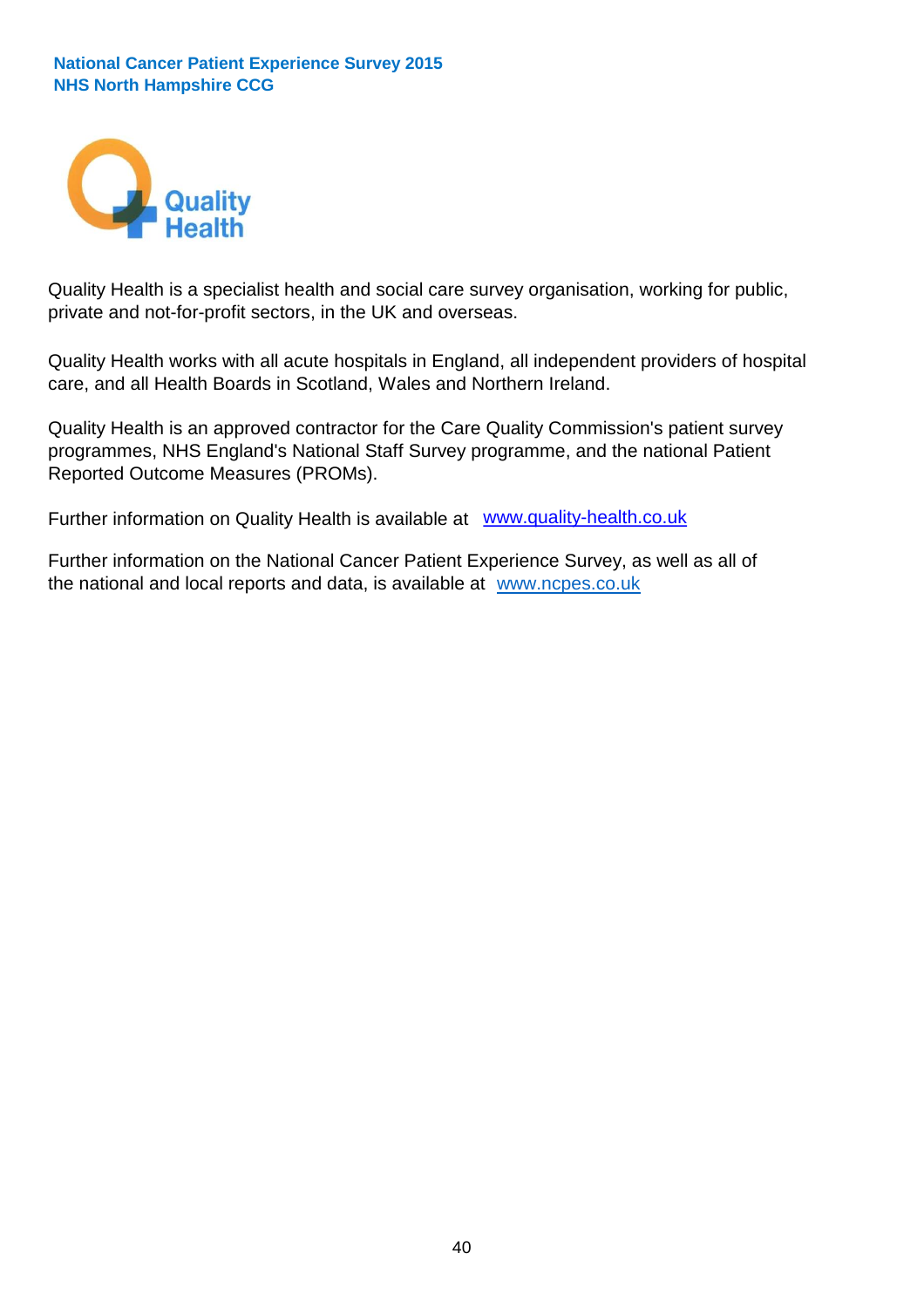**National Cancer Patient Experience Survey 2015**
**NHS North Hampshire CCG**

Quality Health

Quality Health is a specialist health and social care survey organisation, working for public, private and not-for-profit sectors, in the UK and overseas.

Quality Health works with all acute hospitals in England, all independent providers of hospital care, and all Health Boards in Scotland, Wales and Northern Ireland.

Quality Health is an approved contractor for the Care Quality Commission's patient survey programmes, NHS England's National Staff Survey programme, and the national Patient Reported Outcome Measures (PROMs).

Further information on Quality Health is available at www.quality-health.co.uk

Further information on the National Cancer Patient Experience Survey, as well as all of the national and local reports and data, is available at www.ncpes.co.uk